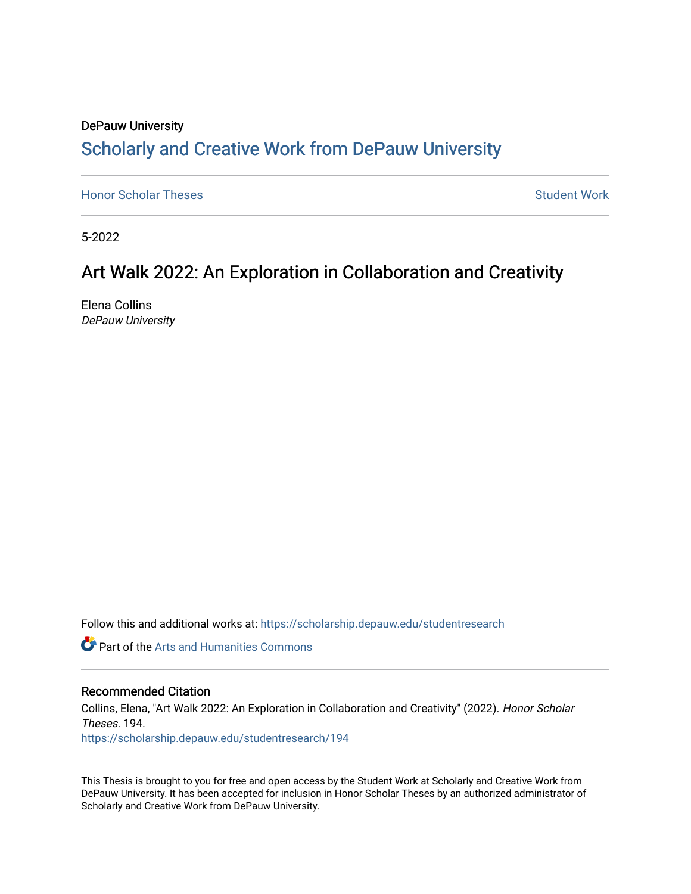DePauw University

## Scholarly and Creative Work from DePauw University

Honor Scholar Theses | Student Work

5-2022

# Art Walk 2022: An Exploration in Collaboration and Creativity

Elena Collins
*DePauw University*

Follow this and additional works at: https://scholarship.depauw.edu/studentresearch

Part of the Arts and Humanities Commons

### Recommended Citation

Collins, Elena, "Art Walk 2022: An Exploration in Collaboration and Creativity" (2022). *Honor Scholar Theses*. 194.
https://scholarship.depauw.edu/studentresearch/194

This Thesis is brought to you for free and open access by the Student Work at Scholarly and Creative Work from DePauw University. It has been accepted for inclusion in Honor Scholar Theses by an authorized administrator of Scholarly and Creative Work from DePauw University.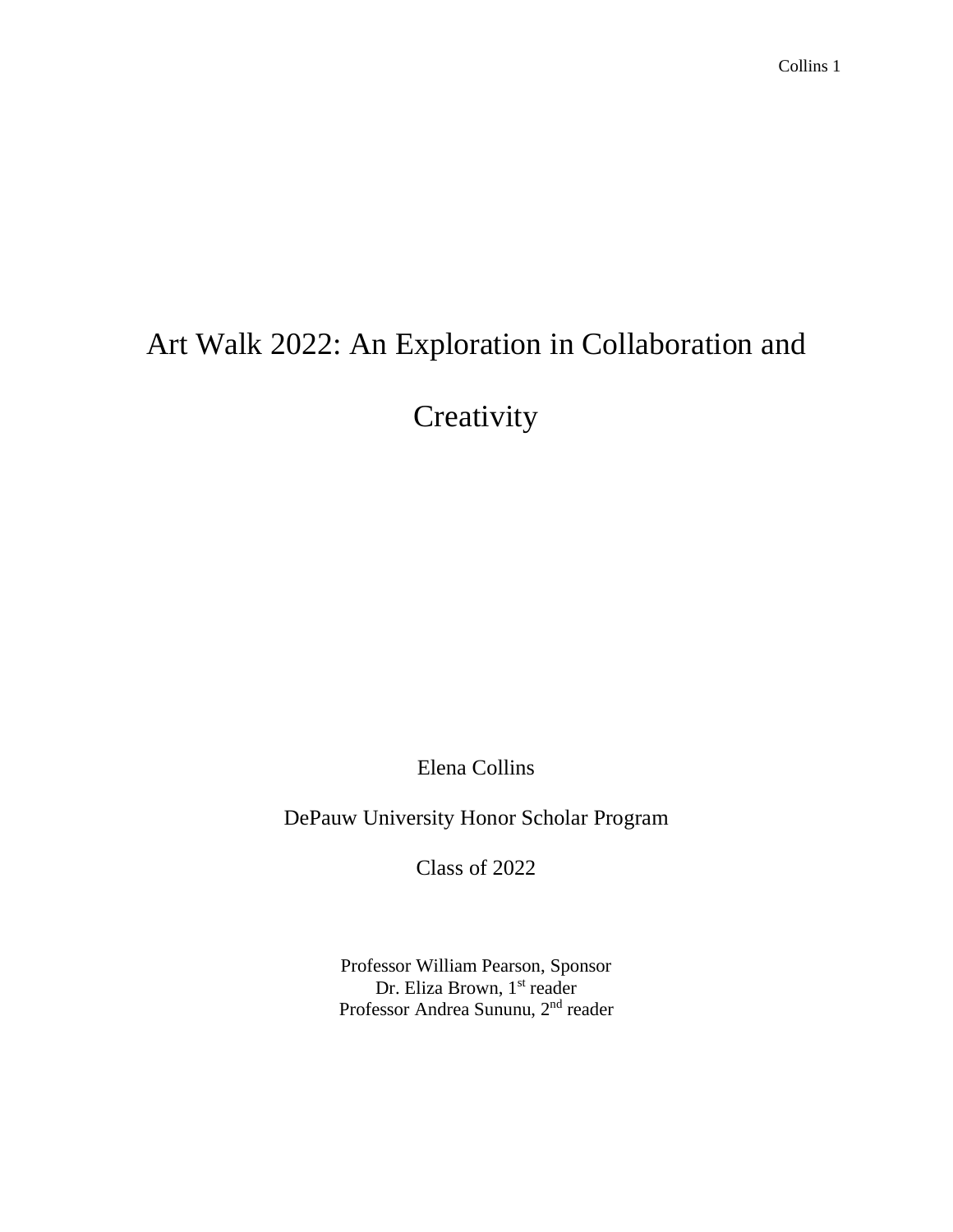# Art Walk 2022: An Exploration in Collaboration and Creativity

Elena Collins

DePauw University Honor Scholar Program

Class of 2022

Professor William Pearson, Sponsor
Dr. Eliza Brown, 1st reader
Professor Andrea Sununu, 2nd reader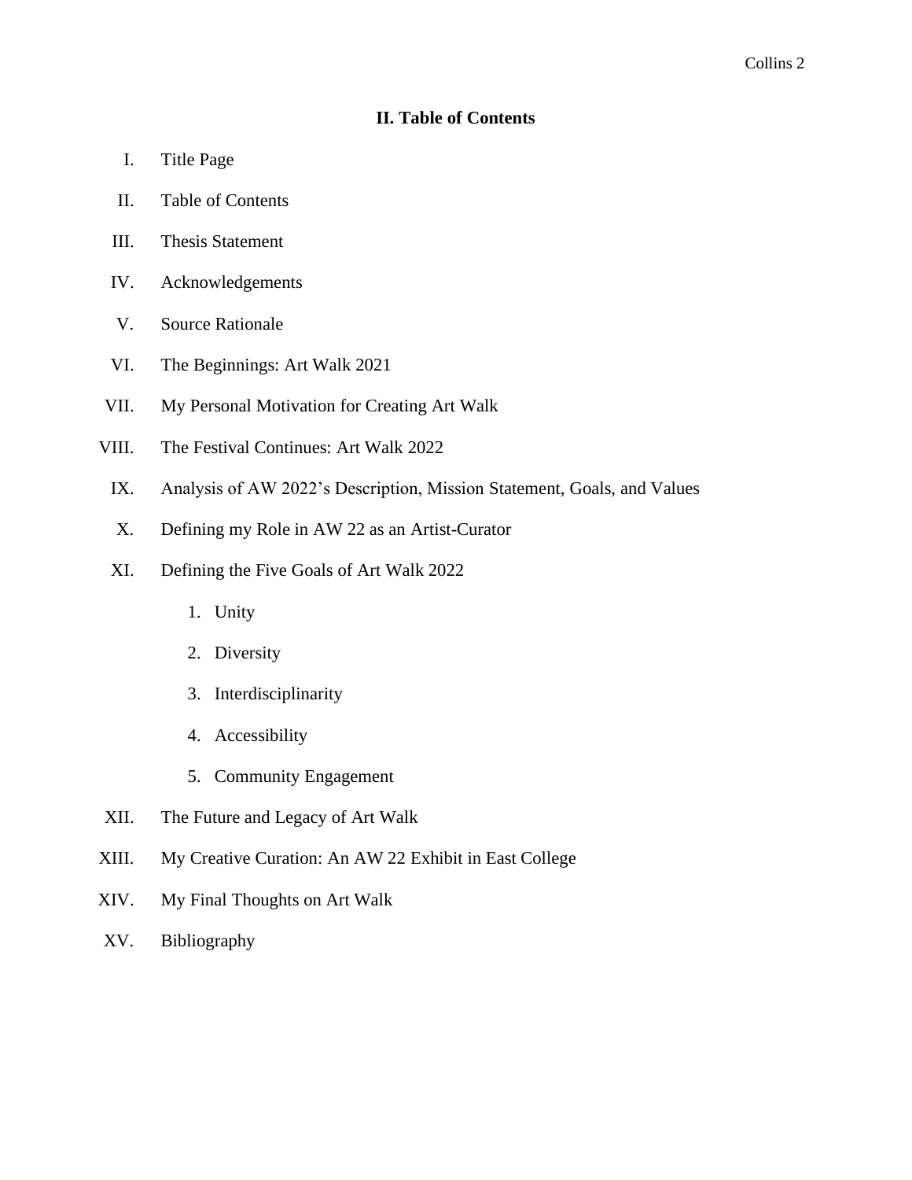## II. Table of Contents

I. Title Page

II. Table of Contents

III. Thesis Statement

IV. Acknowledgements

V. Source Rationale

VI. The Beginnings: Art Walk 2021

VII. My Personal Motivation for Creating Art Walk

VIII. The Festival Continues: Art Walk 2022

IX. Analysis of AW 2022's Description, Mission Statement, Goals, and Values

X. Defining my Role in AW 22 as an Artist-Curator

XI. Defining the Five Goals of Art Walk 2022

1. Unity
2. Diversity
3. Interdisciplinarity
4. Accessibility
5. Community Engagement

XII. The Future and Legacy of Art Walk

XIII. My Creative Curation: An AW 22 Exhibit in East College

XIV. My Final Thoughts on Art Walk

XV. Bibliography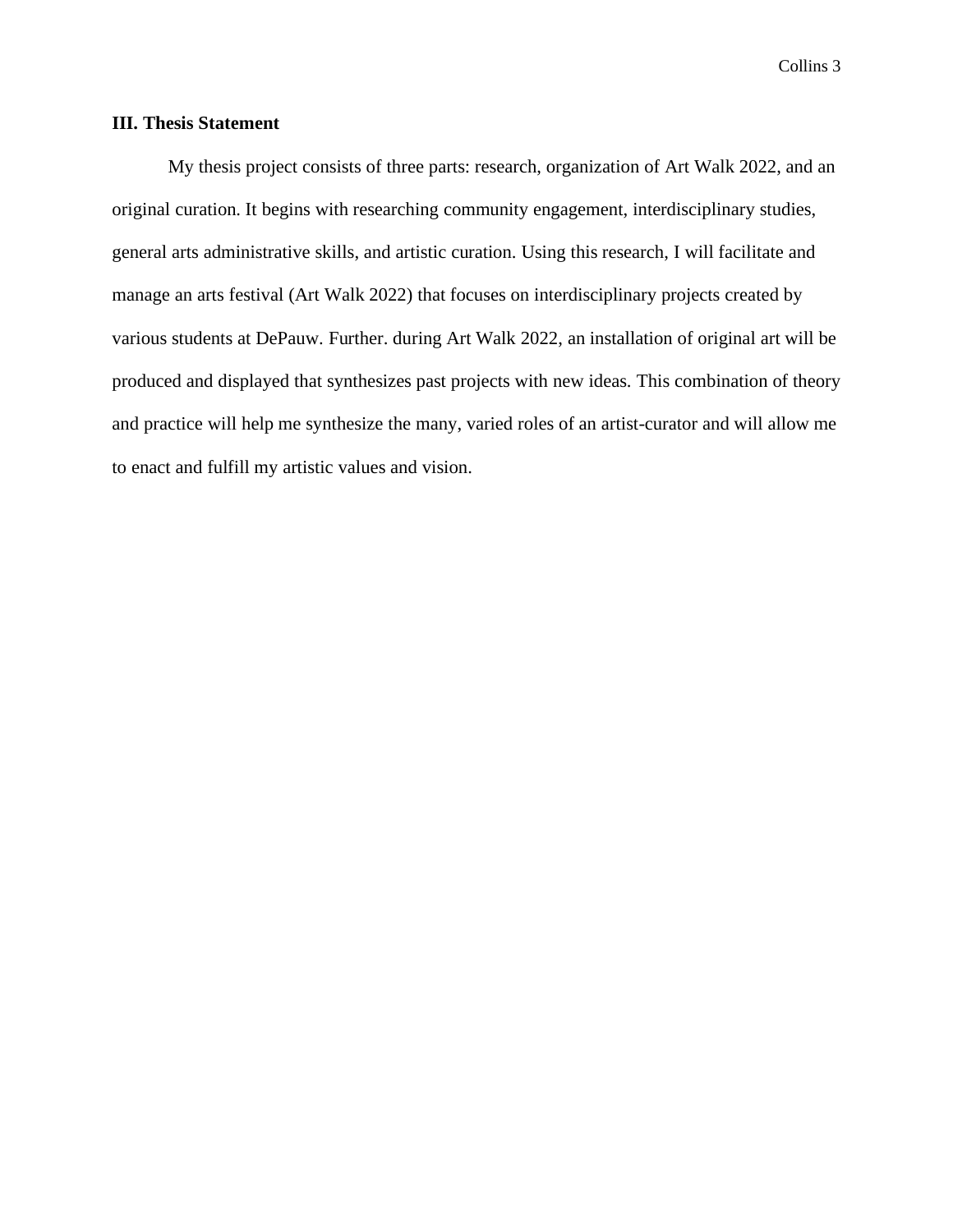### III. Thesis Statement

My thesis project consists of three parts: research, organization of Art Walk 2022, and an original curation. It begins with researching community engagement, interdisciplinary studies, general arts administrative skills, and artistic curation. Using this research, I will facilitate and manage an arts festival (Art Walk 2022) that focuses on interdisciplinary projects created by various students at DePauw. Further. during Art Walk 2022, an installation of original art will be produced and displayed that synthesizes past projects with new ideas. This combination of theory and practice will help me synthesize the many, varied roles of an artist-curator and will allow me to enact and fulfill my artistic values and vision.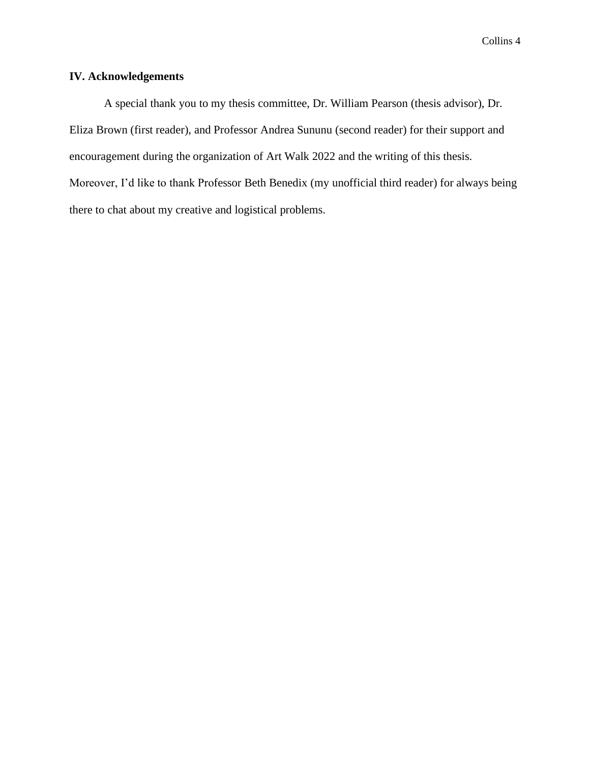## IV. Acknowledgements

A special thank you to my thesis committee, Dr. William Pearson (thesis advisor), Dr. Eliza Brown (first reader), and Professor Andrea Sununu (second reader) for their support and encouragement during the organization of Art Walk 2022 and the writing of this thesis. Moreover, I'd like to thank Professor Beth Benedix (my unofficial third reader) for always being there to chat about my creative and logistical problems.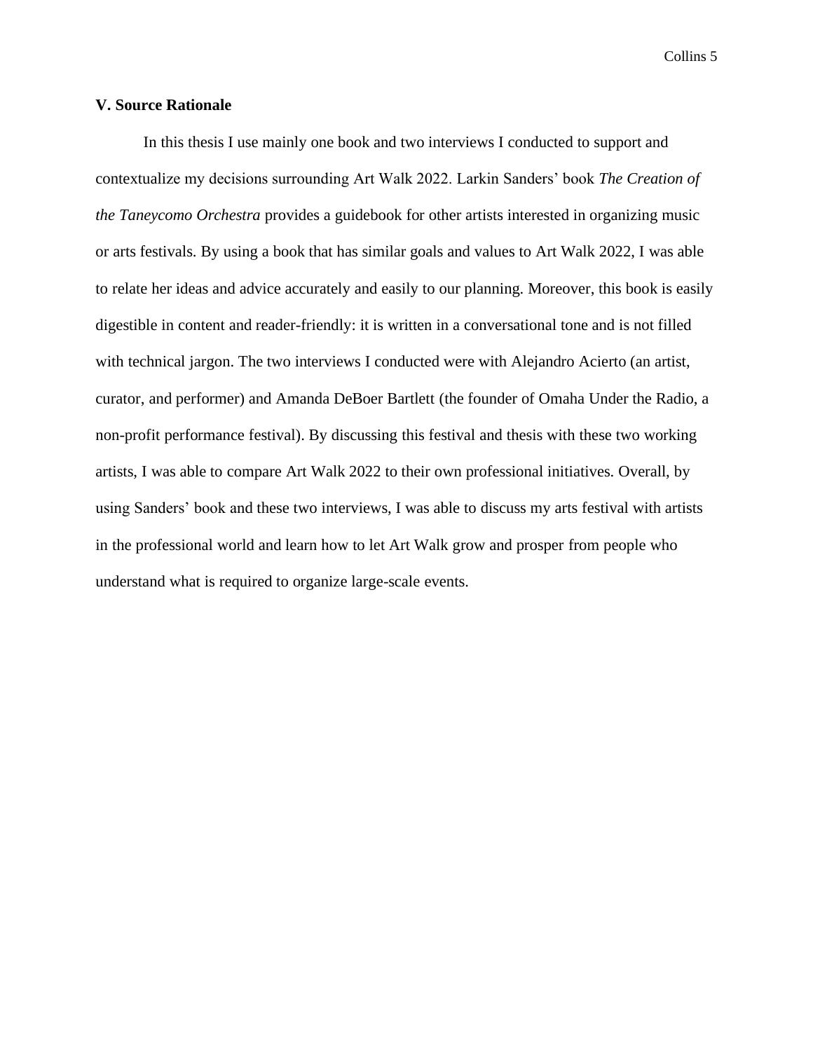## V. Source Rationale

In this thesis I use mainly one book and two interviews I conducted to support and contextualize my decisions surrounding Art Walk 2022. Larkin Sanders' book *The Creation of the Taneycomo Orchestra* provides a guidebook for other artists interested in organizing music or arts festivals. By using a book that has similar goals and values to Art Walk 2022, I was able to relate her ideas and advice accurately and easily to our planning. Moreover, this book is easily digestible in content and reader-friendly: it is written in a conversational tone and is not filled with technical jargon. The two interviews I conducted were with Alejandro Acierto (an artist, curator, and performer) and Amanda DeBoer Bartlett (the founder of Omaha Under the Radio, a non-profit performance festival). By discussing this festival and thesis with these two working artists, I was able to compare Art Walk 2022 to their own professional initiatives. Overall, by using Sanders' book and these two interviews, I was able to discuss my arts festival with artists in the professional world and learn how to let Art Walk grow and prosper from people who understand what is required to organize large-scale events.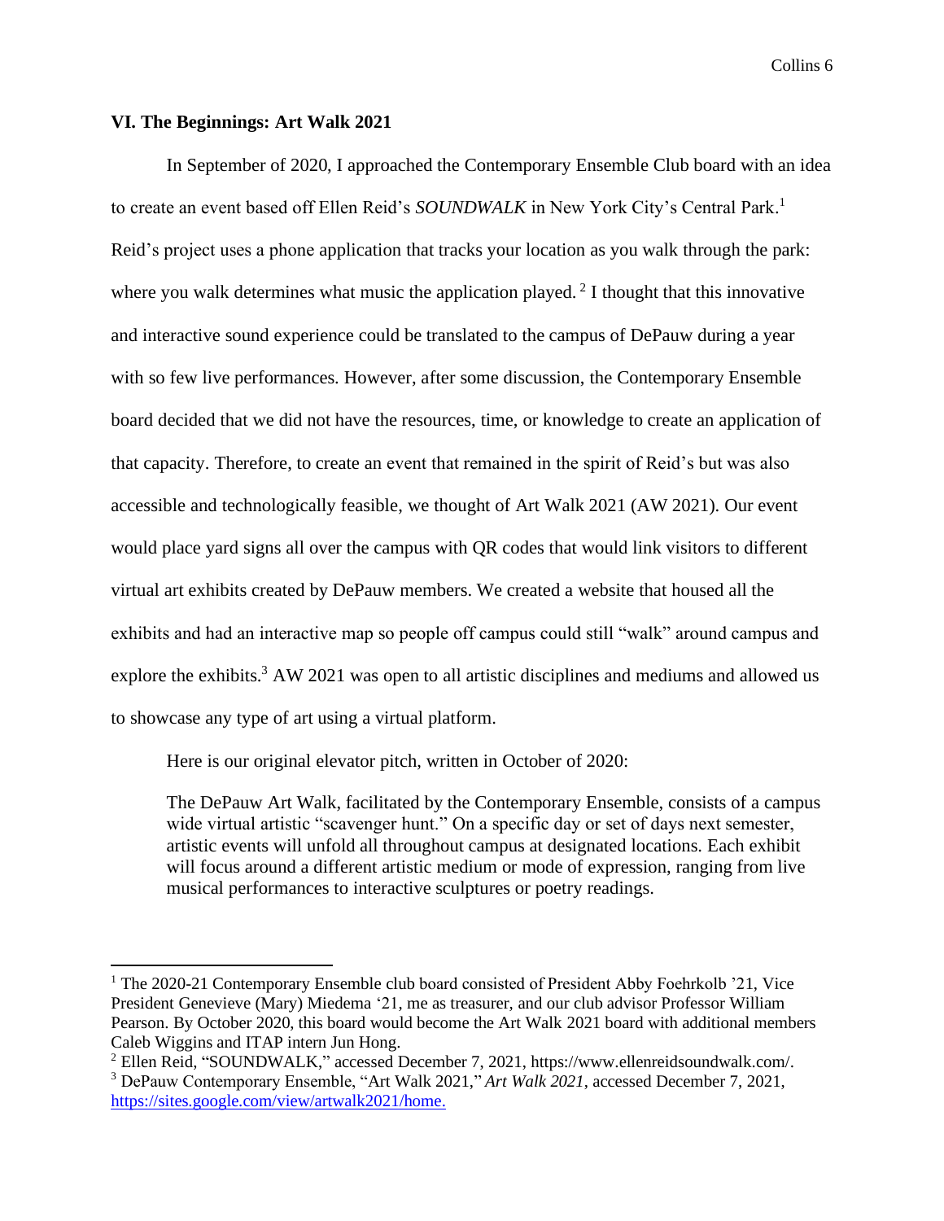### VI. The Beginnings: Art Walk 2021

In September of 2020, I approached the Contemporary Ensemble Club board with an idea to create an event based off Ellen Reid's *SOUNDWALK* in New York City's Central Park.[1] Reid's project uses a phone application that tracks your location as you walk through the park: where you walk determines what music the application played. [2] I thought that this innovative and interactive sound experience could be translated to the campus of DePauw during a year with so few live performances. However, after some discussion, the Contemporary Ensemble board decided that we did not have the resources, time, or knowledge to create an application of that capacity. Therefore, to create an event that remained in the spirit of Reid's but was also accessible and technologically feasible, we thought of Art Walk 2021 (AW 2021). Our event would place yard signs all over the campus with QR codes that would link visitors to different virtual art exhibits created by DePauw members. We created a website that housed all the exhibits and had an interactive map so people off campus could still "walk" around campus and explore the exhibits.[3] AW 2021 was open to all artistic disciplines and mediums and allowed us to showcase any type of art using a virtual platform.

Here is our original elevator pitch, written in October of 2020:

> The DePauw Art Walk, facilitated by the Contemporary Ensemble, consists of a campus wide virtual artistic "scavenger hunt." On a specific day or set of days next semester, artistic events will unfold all throughout campus at designated locations. Each exhibit will focus around a different artistic medium or mode of expression, ranging from live musical performances to interactive sculptures or poetry readings.

---

[1] The 2020-21 Contemporary Ensemble club board consisted of President Abby Foehrkolb '21, Vice President Genevieve (Mary) Miedema '21, me as treasurer, and our club advisor Professor William Pearson. By October 2020, this board would become the Art Walk 2021 board with additional members Caleb Wiggins and ITAP intern Jun Hong.

[2] Ellen Reid, "SOUNDWALK," accessed December 7, 2021, https://www.ellenreidsoundwalk.com/.

[3] DePauw Contemporary Ensemble, "Art Walk 2021," *Art Walk 2021*, accessed December 7, 2021, https://sites.google.com/view/artwalk2021/home.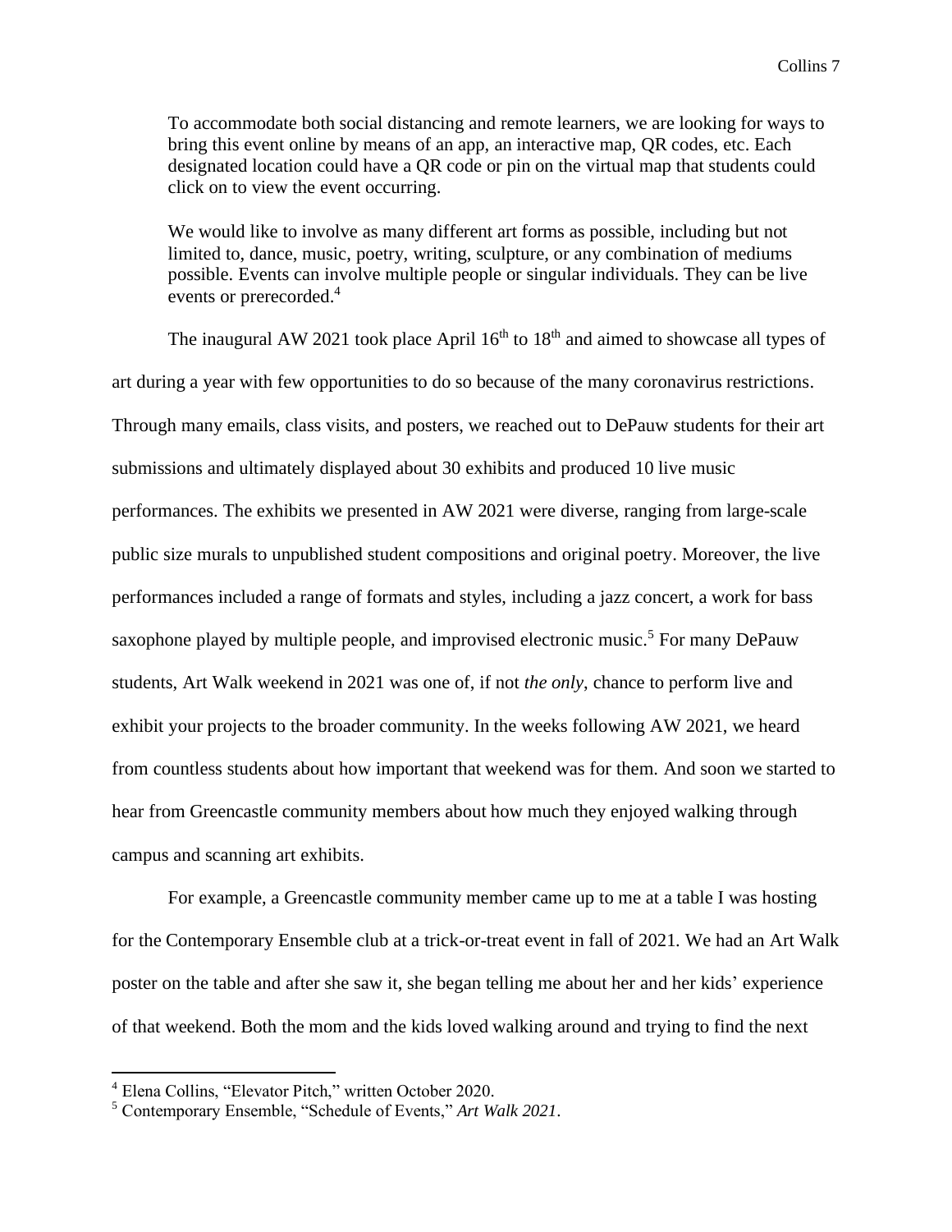> To accommodate both social distancing and remote learners, we are looking for ways to bring this event online by means of an app, an interactive map, QR codes, etc. Each designated location could have a QR code or pin on the virtual map that students could click on to view the event occurring.
>
> We would like to involve as many different art forms as possible, including but not limited to, dance, music, poetry, writing, sculpture, or any combination of mediums possible. Events can involve multiple people or singular individuals. They can be live events or prerecorded.[4]

The inaugural AW 2021 took place April 16th to 18th and aimed to showcase all types of art during a year with few opportunities to do so because of the many coronavirus restrictions. Through many emails, class visits, and posters, we reached out to DePauw students for their art submissions and ultimately displayed about 30 exhibits and produced 10 live music performances. The exhibits we presented in AW 2021 were diverse, ranging from large-scale public size murals to unpublished student compositions and original poetry. Moreover, the live performances included a range of formats and styles, including a jazz concert, a work for bass saxophone played by multiple people, and improvised electronic music.[5] For many DePauw students, Art Walk weekend in 2021 was one of, if not *the only*, chance to perform live and exhibit your projects to the broader community. In the weeks following AW 2021, we heard from countless students about how important that weekend was for them. And soon we started to hear from Greencastle community members about how much they enjoyed walking through campus and scanning art exhibits.

For example, a Greencastle community member came up to me at a table I was hosting for the Contemporary Ensemble club at a trick-or-treat event in fall of 2021. We had an Art Walk poster on the table and after she saw it, she began telling me about her and her kids' experience of that weekend. Both the mom and the kids loved walking around and trying to find the next

---

[4] Elena Collins, "Elevator Pitch," written October 2020.

[5] Contemporary Ensemble, "Schedule of Events," *Art Walk 2021*.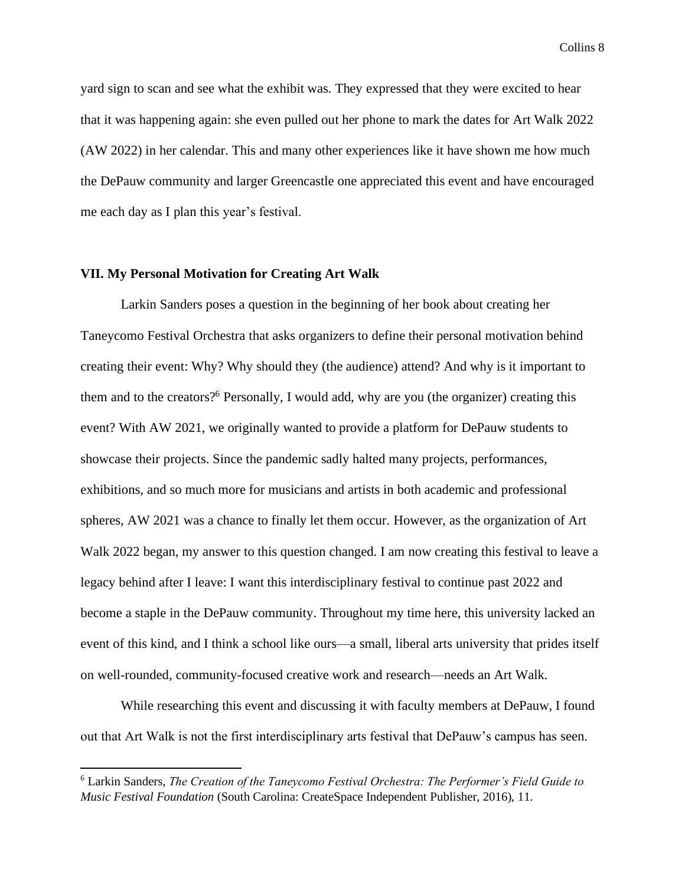yard sign to scan and see what the exhibit was. They expressed that they were excited to hear that it was happening again: she even pulled out her phone to mark the dates for Art Walk 2022 (AW 2022) in her calendar. This and many other experiences like it have shown me how much the DePauw community and larger Greencastle one appreciated this event and have encouraged me each day as I plan this year's festival.

## VII. My Personal Motivation for Creating Art Walk

Larkin Sanders poses a question in the beginning of her book about creating her Taneycomo Festival Orchestra that asks organizers to define their personal motivation behind creating their event: Why? Why should they (the audience) attend? And why is it important to them and to the creators?[6] Personally, I would add, why are you (the organizer) creating this event? With AW 2021, we originally wanted to provide a platform for DePauw students to showcase their projects. Since the pandemic sadly halted many projects, performances, exhibitions, and so much more for musicians and artists in both academic and professional spheres, AW 2021 was a chance to finally let them occur. However, as the organization of Art Walk 2022 began, my answer to this question changed. I am now creating this festival to leave a legacy behind after I leave: I want this interdisciplinary festival to continue past 2022 and become a staple in the DePauw community. Throughout my time here, this university lacked an event of this kind, and I think a school like ours—a small, liberal arts university that prides itself on well-rounded, community-focused creative work and research—needs an Art Walk.

While researching this event and discussing it with faculty members at DePauw, I found out that Art Walk is not the first interdisciplinary arts festival that DePauw's campus has seen.

---

[6] Larkin Sanders, *The Creation of the Taneycomo Festival Orchestra: The Performer's Field Guide to Music Festival Foundation* (South Carolina: CreateSpace Independent Publisher, 2016), 11.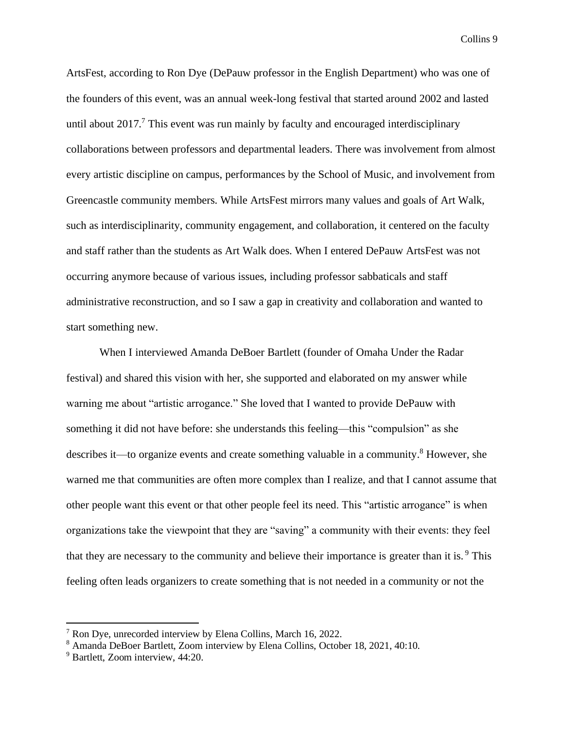ArtsFest, according to Ron Dye (DePauw professor in the English Department) who was one of the founders of this event, was an annual week-long festival that started around 2002 and lasted until about 2017.[7] This event was run mainly by faculty and encouraged interdisciplinary collaborations between professors and departmental leaders. There was involvement from almost every artistic discipline on campus, performances by the School of Music, and involvement from Greencastle community members. While ArtsFest mirrors many values and goals of Art Walk, such as interdisciplinarity, community engagement, and collaboration, it centered on the faculty and staff rather than the students as Art Walk does. When I entered DePauw ArtsFest was not occurring anymore because of various issues, including professor sabbaticals and staff administrative reconstruction, and so I saw a gap in creativity and collaboration and wanted to start something new.

When I interviewed Amanda DeBoer Bartlett (founder of Omaha Under the Radar festival) and shared this vision with her, she supported and elaborated on my answer while warning me about "artistic arrogance." She loved that I wanted to provide DePauw with something it did not have before: she understands this feeling—this "compulsion" as she describes it—to organize events and create something valuable in a community.[8] However, she warned me that communities are often more complex than I realize, and that I cannot assume that other people want this event or that other people feel its need. This "artistic arrogance" is when organizations take the viewpoint that they are "saving" a community with their events: they feel that they are necessary to the community and believe their importance is greater than it is.[9] This feeling often leads organizers to create something that is not needed in a community or not the

---

[7] Ron Dye, unrecorded interview by Elena Collins, March 16, 2022.

[8] Amanda DeBoer Bartlett, Zoom interview by Elena Collins, October 18, 2021, 40:10.

[9] Bartlett, Zoom interview, 44:20.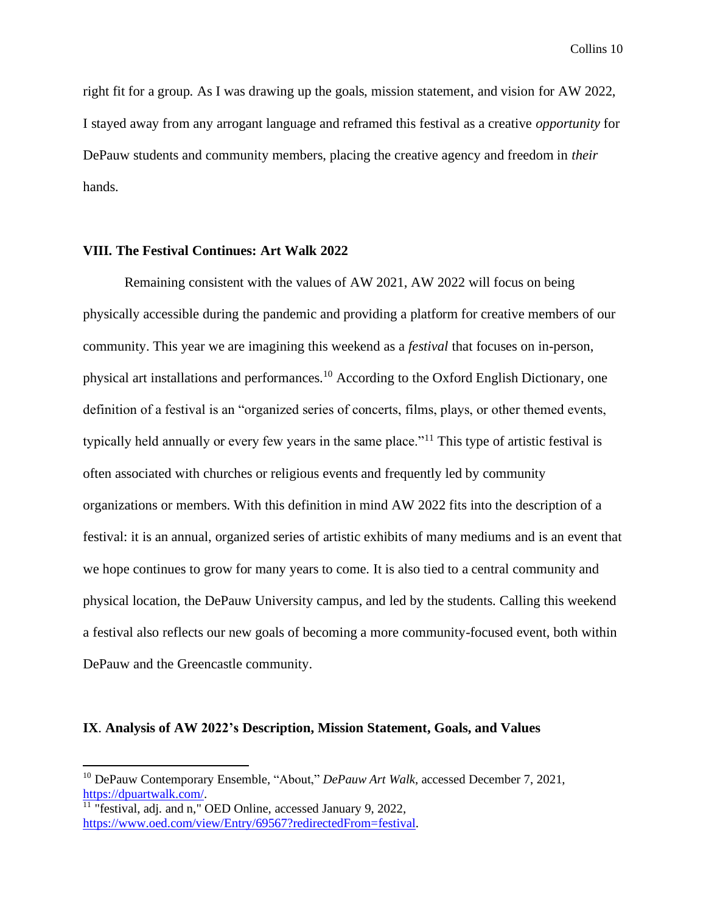right fit for a group. As I was drawing up the goals, mission statement, and vision for AW 2022, I stayed away from any arrogant language and reframed this festival as a creative *opportunity* for DePauw students and community members, placing the creative agency and freedom in *their* hands.

## VIII. The Festival Continues: Art Walk 2022

Remaining consistent with the values of AW 2021, AW 2022 will focus on being physically accessible during the pandemic and providing a platform for creative members of our community. This year we are imagining this weekend as a *festival* that focuses on in-person, physical art installations and performances.[10] According to the Oxford English Dictionary, one definition of a festival is an "organized series of concerts, films, plays, or other themed events, typically held annually or every few years in the same place."[11] This type of artistic festival is often associated with churches or religious events and frequently led by community organizations or members. With this definition in mind AW 2022 fits into the description of a festival: it is an annual, organized series of artistic exhibits of many mediums and is an event that we hope continues to grow for many years to come. It is also tied to a central community and physical location, the DePauw University campus, and led by the students. Calling this weekend a festival also reflects our new goals of becoming a more community-focused event, both within DePauw and the Greencastle community.

## IX. Analysis of AW 2022's Description, Mission Statement, Goals, and Values

---

[10] DePauw Contemporary Ensemble, "About," *DePauw Art Walk*, accessed December 7, 2021, https://dpuartwalk.com/.

[11] "festival, adj. and n," OED Online, accessed January 9, 2022, https://www.oed.com/view/Entry/69567?redirectedFrom=festival.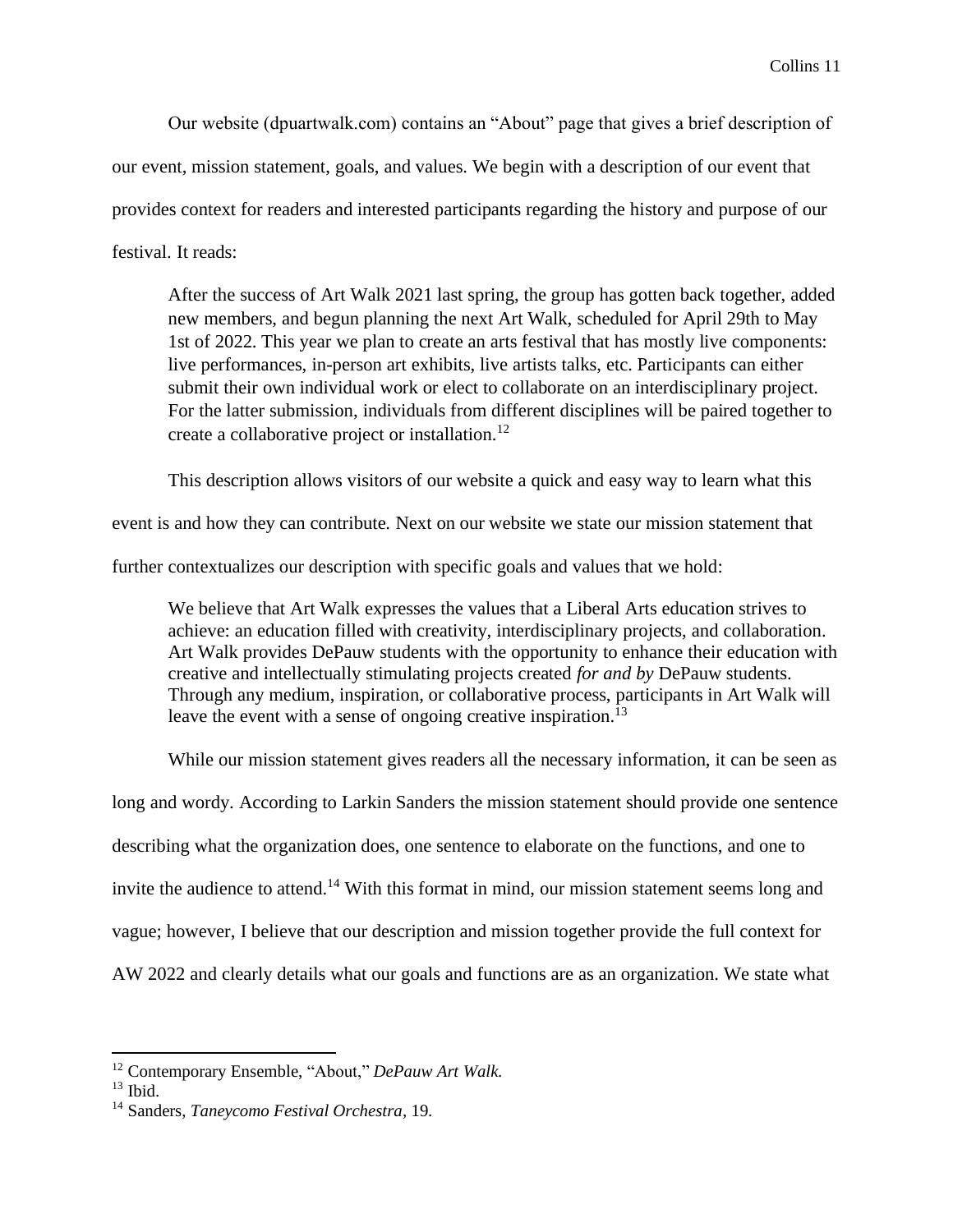Our website (dpuartwalk.com) contains an "About" page that gives a brief description of our event, mission statement, goals, and values. We begin with a description of our event that provides context for readers and interested participants regarding the history and purpose of our festival. It reads:

> After the success of Art Walk 2021 last spring, the group has gotten back together, added new members, and begun planning the next Art Walk, scheduled for April 29th to May 1st of 2022. This year we plan to create an arts festival that has mostly live components: live performances, in-person art exhibits, live artists talks, etc. Participants can either submit their own individual work or elect to collaborate on an interdisciplinary project. For the latter submission, individuals from different disciplines will be paired together to create a collaborative project or installation.[12]

This description allows visitors of our website a quick and easy way to learn what this event is and how they can contribute. Next on our website we state our mission statement that further contextualizes our description with specific goals and values that we hold:

> We believe that Art Walk expresses the values that a Liberal Arts education strives to achieve: an education filled with creativity, interdisciplinary projects, and collaboration. Art Walk provides DePauw students with the opportunity to enhance their education with creative and intellectually stimulating projects created *for and by* DePauw students. Through any medium, inspiration, or collaborative process, participants in Art Walk will leave the event with a sense of ongoing creative inspiration.[13]

While our mission statement gives readers all the necessary information, it can be seen as long and wordy. According to Larkin Sanders the mission statement should provide one sentence describing what the organization does, one sentence to elaborate on the functions, and one to invite the audience to attend.[14] With this format in mind, our mission statement seems long and vague; however, I believe that our description and mission together provide the full context for AW 2022 and clearly details what our goals and functions are as an organization. We state what

---

[12] Contemporary Ensemble, "About," *DePauw Art Walk.*

[13] Ibid.

[14] Sanders, *Taneycomo Festival Orchestra*, 19.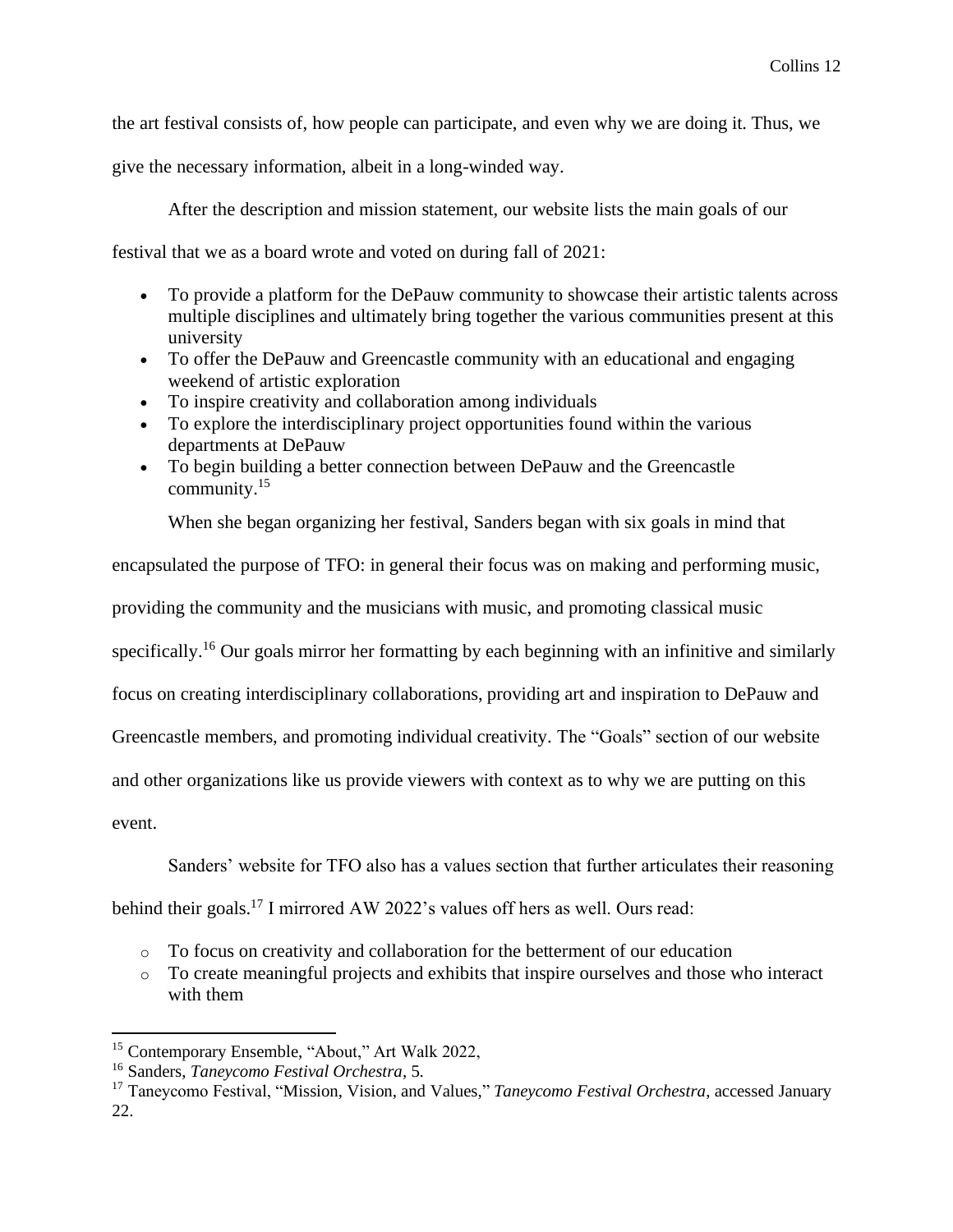the art festival consists of, how people can participate, and even why we are doing it. Thus, we give the necessary information, albeit in a long-winded way.

After the description and mission statement, our website lists the main goals of our festival that we as a board wrote and voted on during fall of 2021:

- To provide a platform for the DePauw community to showcase their artistic talents across multiple disciplines and ultimately bring together the various communities present at this university
- To offer the DePauw and Greencastle community with an educational and engaging weekend of artistic exploration
- To inspire creativity and collaboration among individuals
- To explore the interdisciplinary project opportunities found within the various departments at DePauw
- To begin building a better connection between DePauw and the Greencastle community.[15]

When she began organizing her festival, Sanders began with six goals in mind that encapsulated the purpose of TFO: in general their focus was on making and performing music, providing the community and the musicians with music, and promoting classical music specifically.[16] Our goals mirror her formatting by each beginning with an infinitive and similarly focus on creating interdisciplinary collaborations, providing art and inspiration to DePauw and Greencastle members, and promoting individual creativity. The "Goals" section of our website and other organizations like us provide viewers with context as to why we are putting on this event.

Sanders' website for TFO also has a values section that further articulates their reasoning behind their goals.[17] I mirrored AW 2022's values off hers as well. Ours read:

- To focus on creativity and collaboration for the betterment of our education
- To create meaningful projects and exhibits that inspire ourselves and those who interact with them

---

[15] Contemporary Ensemble, "About," Art Walk 2022,

[16] Sanders, *Taneycomo Festival Orchestra*, 5.

[17] Taneycomo Festival, "Mission, Vision, and Values," *Taneycomo Festival Orchestra*, accessed January 22.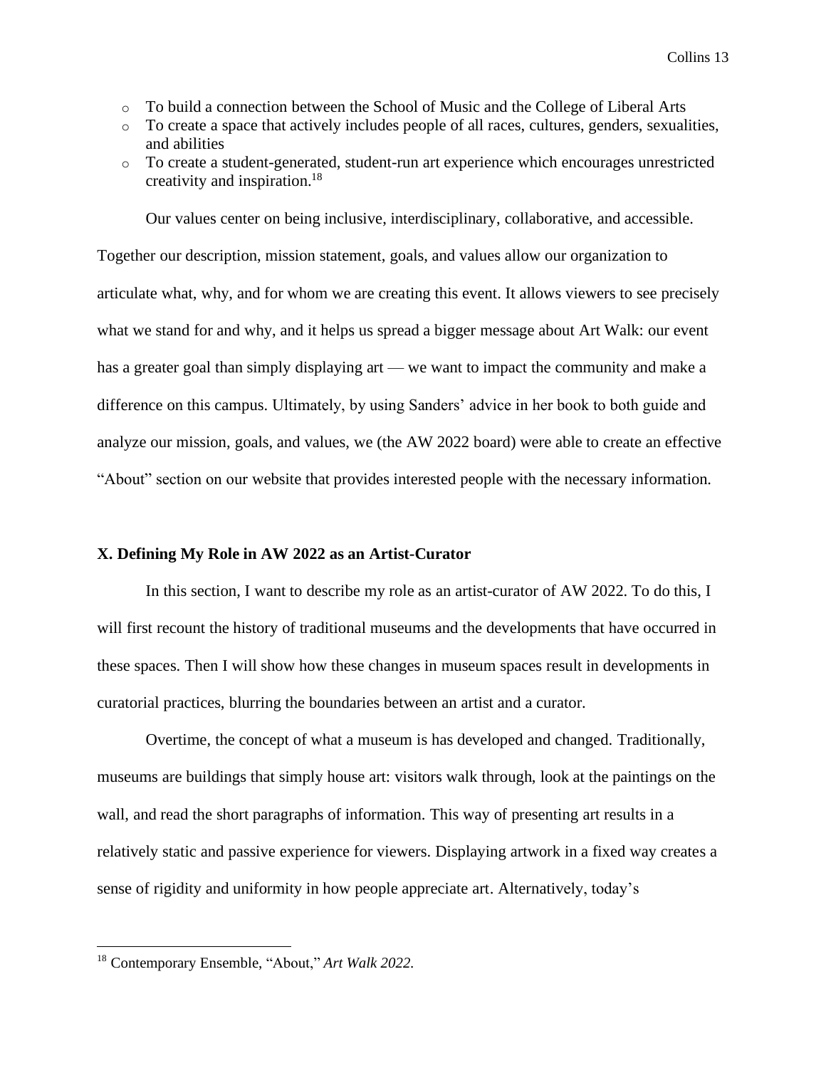- To build a connection between the School of Music and the College of Liberal Arts
- To create a space that actively includes people of all races, cultures, genders, sexualities, and abilities
- To create a student-generated, student-run art experience which encourages unrestricted creativity and inspiration.[18]

Our values center on being inclusive, interdisciplinary, collaborative, and accessible. Together our description, mission statement, goals, and values allow our organization to articulate what, why, and for whom we are creating this event. It allows viewers to see precisely what we stand for and why, and it helps us spread a bigger message about Art Walk: our event has a greater goal than simply displaying art — we want to impact the community and make a difference on this campus. Ultimately, by using Sanders' advice in her book to both guide and analyze our mission, goals, and values, we (the AW 2022 board) were able to create an effective "About" section on our website that provides interested people with the necessary information.

## X. Defining My Role in AW 2022 as an Artist-Curator

In this section, I want to describe my role as an artist-curator of AW 2022. To do this, I will first recount the history of traditional museums and the developments that have occurred in these spaces. Then I will show how these changes in museum spaces result in developments in curatorial practices, blurring the boundaries between an artist and a curator.

Overtime, the concept of what a museum is has developed and changed. Traditionally, museums are buildings that simply house art: visitors walk through, look at the paintings on the wall, and read the short paragraphs of information. This way of presenting art results in a relatively static and passive experience for viewers. Displaying artwork in a fixed way creates a sense of rigidity and uniformity in how people appreciate art. Alternatively, today's

[18] Contemporary Ensemble, "About," *Art Walk 2022.*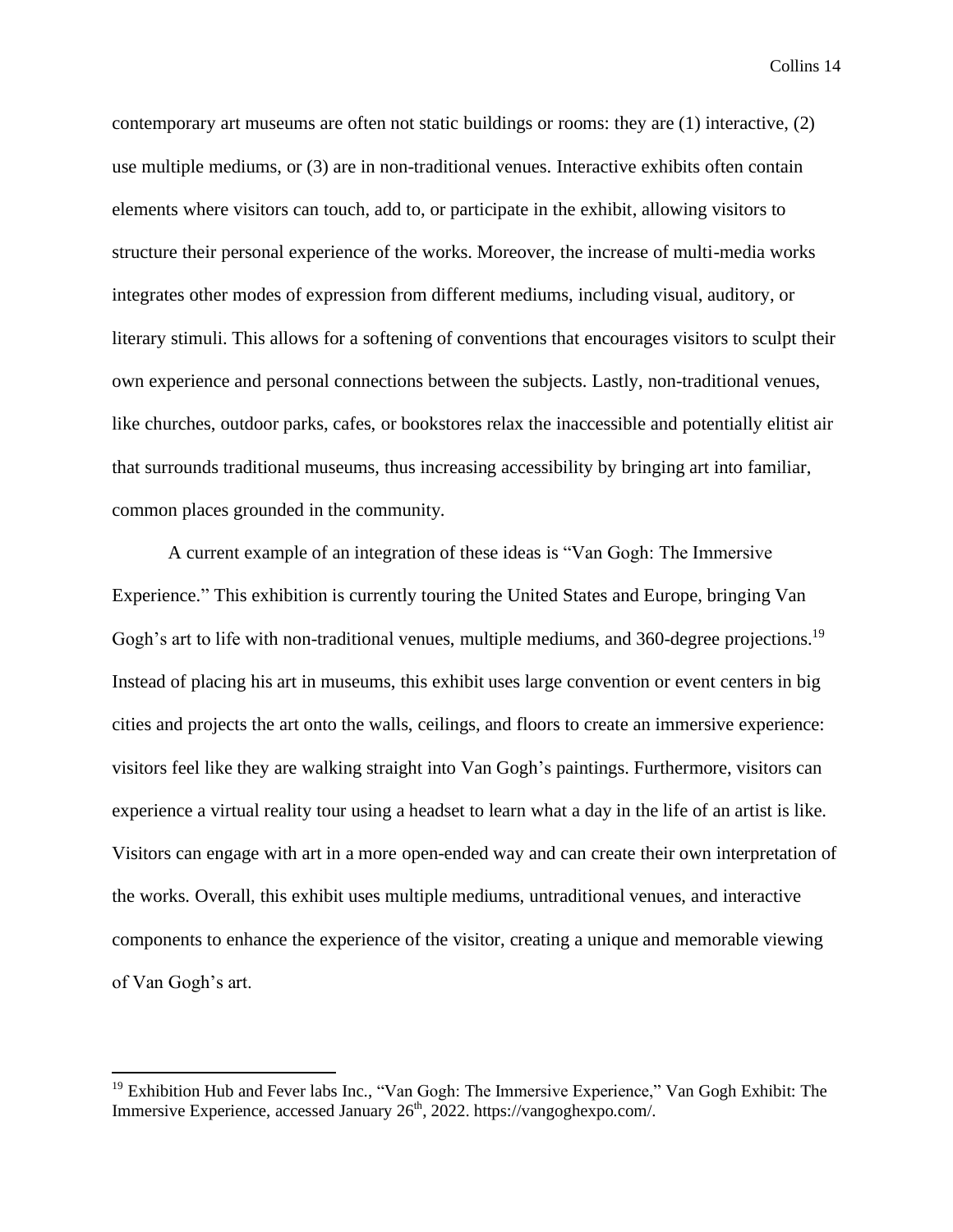contemporary art museums are often not static buildings or rooms: they are (1) interactive, (2) use multiple mediums, or (3) are in non-traditional venues. Interactive exhibits often contain elements where visitors can touch, add to, or participate in the exhibit, allowing visitors to structure their personal experience of the works. Moreover, the increase of multi-media works integrates other modes of expression from different mediums, including visual, auditory, or literary stimuli. This allows for a softening of conventions that encourages visitors to sculpt their own experience and personal connections between the subjects. Lastly, non-traditional venues, like churches, outdoor parks, cafes, or bookstores relax the inaccessible and potentially elitist air that surrounds traditional museums, thus increasing accessibility by bringing art into familiar, common places grounded in the community.

A current example of an integration of these ideas is "Van Gogh: The Immersive Experience." This exhibition is currently touring the United States and Europe, bringing Van Gogh's art to life with non-traditional venues, multiple mediums, and 360-degree projections.[19] Instead of placing his art in museums, this exhibit uses large convention or event centers in big cities and projects the art onto the walls, ceilings, and floors to create an immersive experience: visitors feel like they are walking straight into Van Gogh's paintings. Furthermore, visitors can experience a virtual reality tour using a headset to learn what a day in the life of an artist is like. Visitors can engage with art in a more open-ended way and can create their own interpretation of the works. Overall, this exhibit uses multiple mediums, untraditional venues, and interactive components to enhance the experience of the visitor, creating a unique and memorable viewing of Van Gogh's art.

---

[19] Exhibition Hub and Fever labs Inc., "Van Gogh: The Immersive Experience," Van Gogh Exhibit: The Immersive Experience, accessed January 26th, 2022. https://vangoghexpo.com/.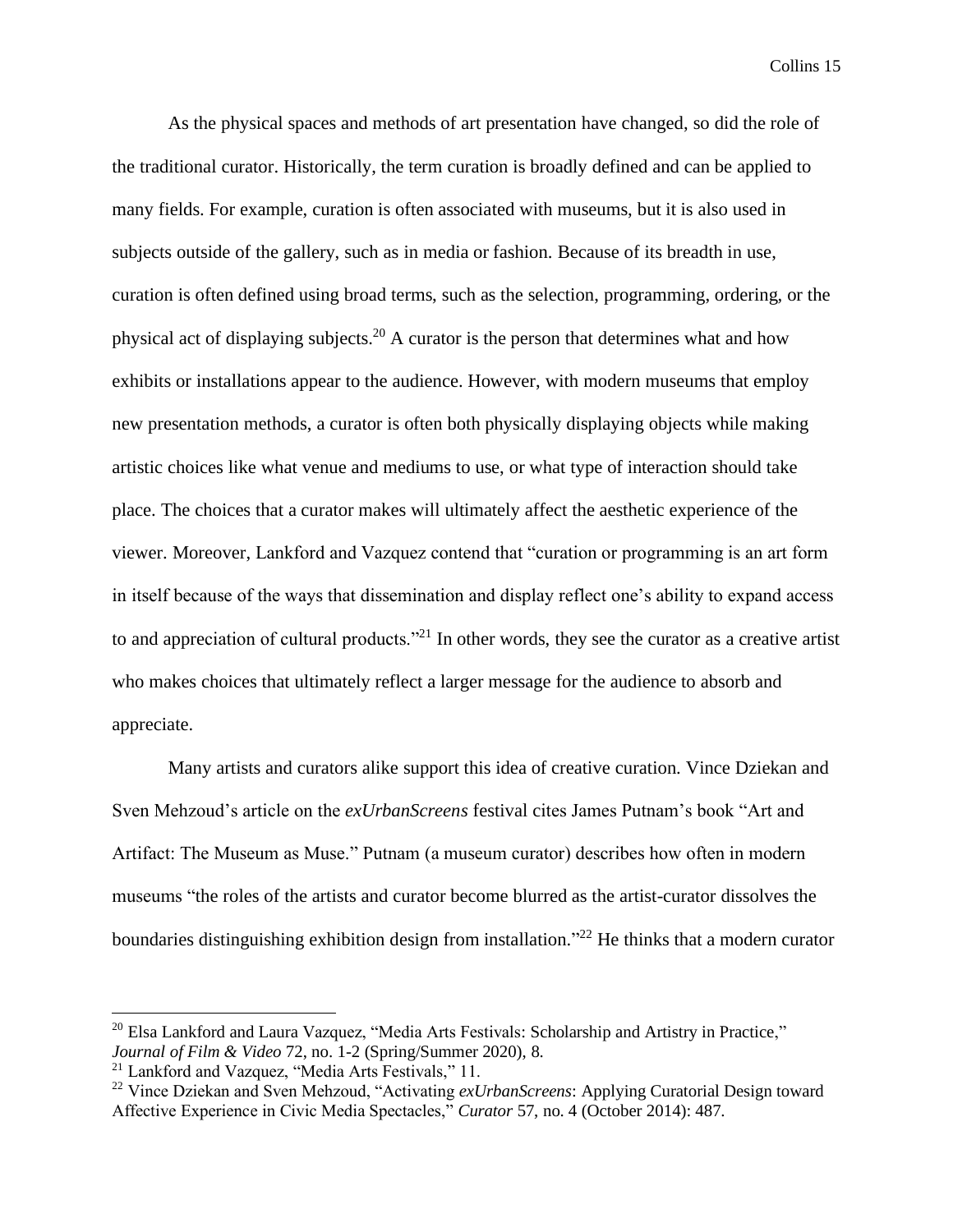As the physical spaces and methods of art presentation have changed, so did the role of the traditional curator. Historically, the term curation is broadly defined and can be applied to many fields. For example, curation is often associated with museums, but it is also used in subjects outside of the gallery, such as in media or fashion. Because of its breadth in use, curation is often defined using broad terms, such as the selection, programming, ordering, or the physical act of displaying subjects.[20] A curator is the person that determines what and how exhibits or installations appear to the audience. However, with modern museums that employ new presentation methods, a curator is often both physically displaying objects while making artistic choices like what venue and mediums to use, or what type of interaction should take place. The choices that a curator makes will ultimately affect the aesthetic experience of the viewer. Moreover, Lankford and Vazquez contend that "curation or programming is an art form in itself because of the ways that dissemination and display reflect one's ability to expand access to and appreciation of cultural products."[21] In other words, they see the curator as a creative artist who makes choices that ultimately reflect a larger message for the audience to absorb and appreciate.

Many artists and curators alike support this idea of creative curation. Vince Dziekan and Sven Mehzoud's article on the *exUrbanScreens* festival cites James Putnam's book "Art and Artifact: The Museum as Muse." Putnam (a museum curator) describes how often in modern museums "the roles of the artists and curator become blurred as the artist-curator dissolves the boundaries distinguishing exhibition design from installation."[22] He thinks that a modern curator

---

[20] Elsa Lankford and Laura Vazquez, "Media Arts Festivals: Scholarship and Artistry in Practice," *Journal of Film & Video* 72, no. 1-2 (Spring/Summer 2020), 8.

[21] Lankford and Vazquez, "Media Arts Festivals," 11.

[22] Vince Dziekan and Sven Mehzoud, "Activating *exUrbanScreens*: Applying Curatorial Design toward Affective Experience in Civic Media Spectacles," *Curator* 57, no. 4 (October 2014): 487.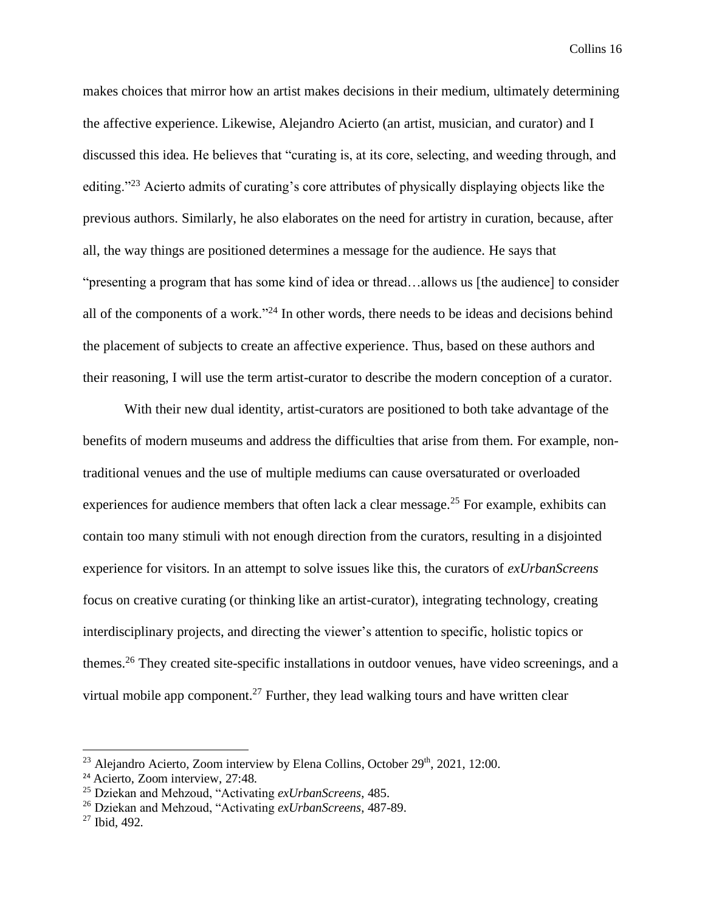makes choices that mirror how an artist makes decisions in their medium, ultimately determining the affective experience. Likewise, Alejandro Acierto (an artist, musician, and curator) and I discussed this idea. He believes that "curating is, at its core, selecting, and weeding through, and editing."[23] Acierto admits of curating's core attributes of physically displaying objects like the previous authors. Similarly, he also elaborates on the need for artistry in curation, because, after all, the way things are positioned determines a message for the audience. He says that "presenting a program that has some kind of idea or thread…allows us [the audience] to consider all of the components of a work."[24] In other words, there needs to be ideas and decisions behind the placement of subjects to create an affective experience. Thus, based on these authors and their reasoning, I will use the term artist-curator to describe the modern conception of a curator.

With their new dual identity, artist-curators are positioned to both take advantage of the benefits of modern museums and address the difficulties that arise from them. For example, non-traditional venues and the use of multiple mediums can cause oversaturated or overloaded experiences for audience members that often lack a clear message.[25] For example, exhibits can contain too many stimuli with not enough direction from the curators, resulting in a disjointed experience for visitors. In an attempt to solve issues like this, the curators of *exUrbanScreens* focus on creative curating (or thinking like an artist-curator), integrating technology, creating interdisciplinary projects, and directing the viewer's attention to specific, holistic topics or themes.[26] They created site-specific installations in outdoor venues, have video screenings, and a virtual mobile app component.[27] Further, they lead walking tours and have written clear

---

[23] Alejandro Acierto, Zoom interview by Elena Collins, October 29th, 2021, 12:00.

[24] Acierto, Zoom interview, 27:48.

[25] Dziekan and Mehzoud, "Activating *exUrbanScreens*, 485.

[26] Dziekan and Mehzoud, "Activating *exUrbanScreens*, 487-89.

[27] Ibid, 492.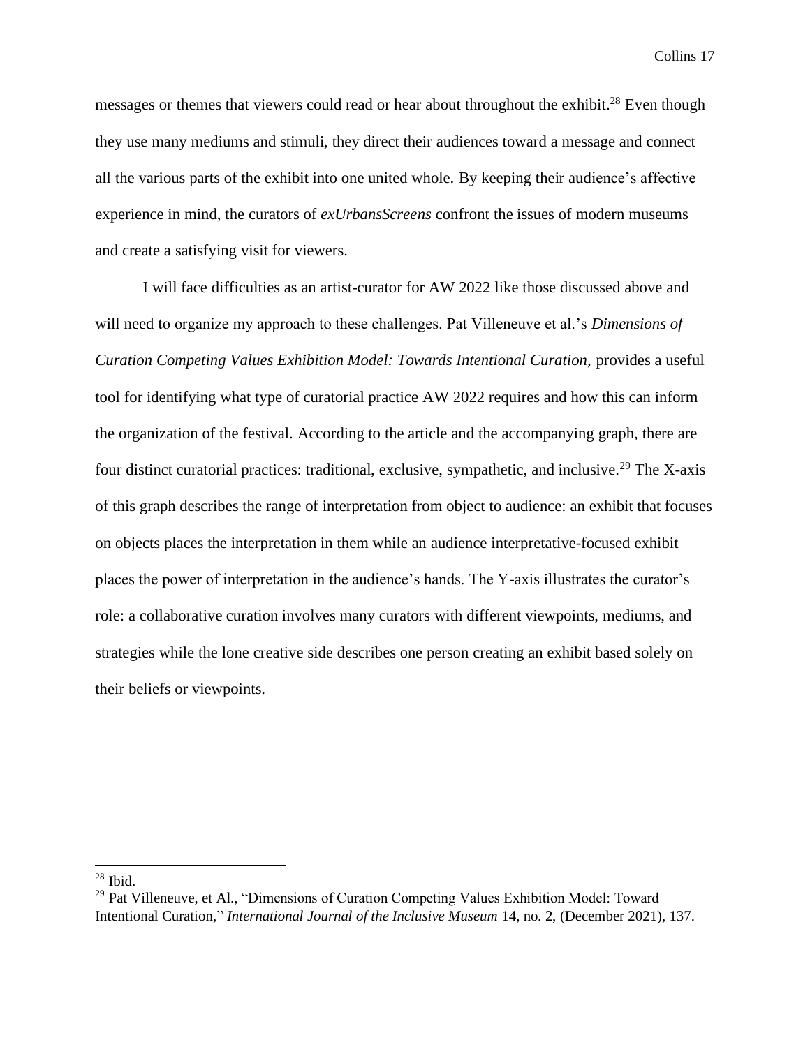messages or themes that viewers could read or hear about throughout the exhibit.[28] Even though they use many mediums and stimuli, they direct their audiences toward a message and connect all the various parts of the exhibit into one united whole. By keeping their audience's affective experience in mind, the curators of *exUrbansScreens* confront the issues of modern museums and create a satisfying visit for viewers.

I will face difficulties as an artist-curator for AW 2022 like those discussed above and will need to organize my approach to these challenges. Pat Villeneuve et al.'s *Dimensions of Curation Competing Values Exhibition Model: Towards Intentional Curation,* provides a useful tool for identifying what type of curatorial practice AW 2022 requires and how this can inform the organization of the festival. According to the article and the accompanying graph, there are four distinct curatorial practices: traditional, exclusive, sympathetic, and inclusive.[29] The X-axis of this graph describes the range of interpretation from object to audience: an exhibit that focuses on objects places the interpretation in them while an audience interpretative-focused exhibit places the power of interpretation in the audience's hands. The Y-axis illustrates the curator's role: a collaborative curation involves many curators with different viewpoints, mediums, and strategies while the lone creative side describes one person creating an exhibit based solely on their beliefs or viewpoints.

---

[28] Ibid.

[29] Pat Villeneuve, et Al., "Dimensions of Curation Competing Values Exhibition Model: Toward Intentional Curation," *International Journal of the Inclusive Museum* 14, no. 2, (December 2021), 137.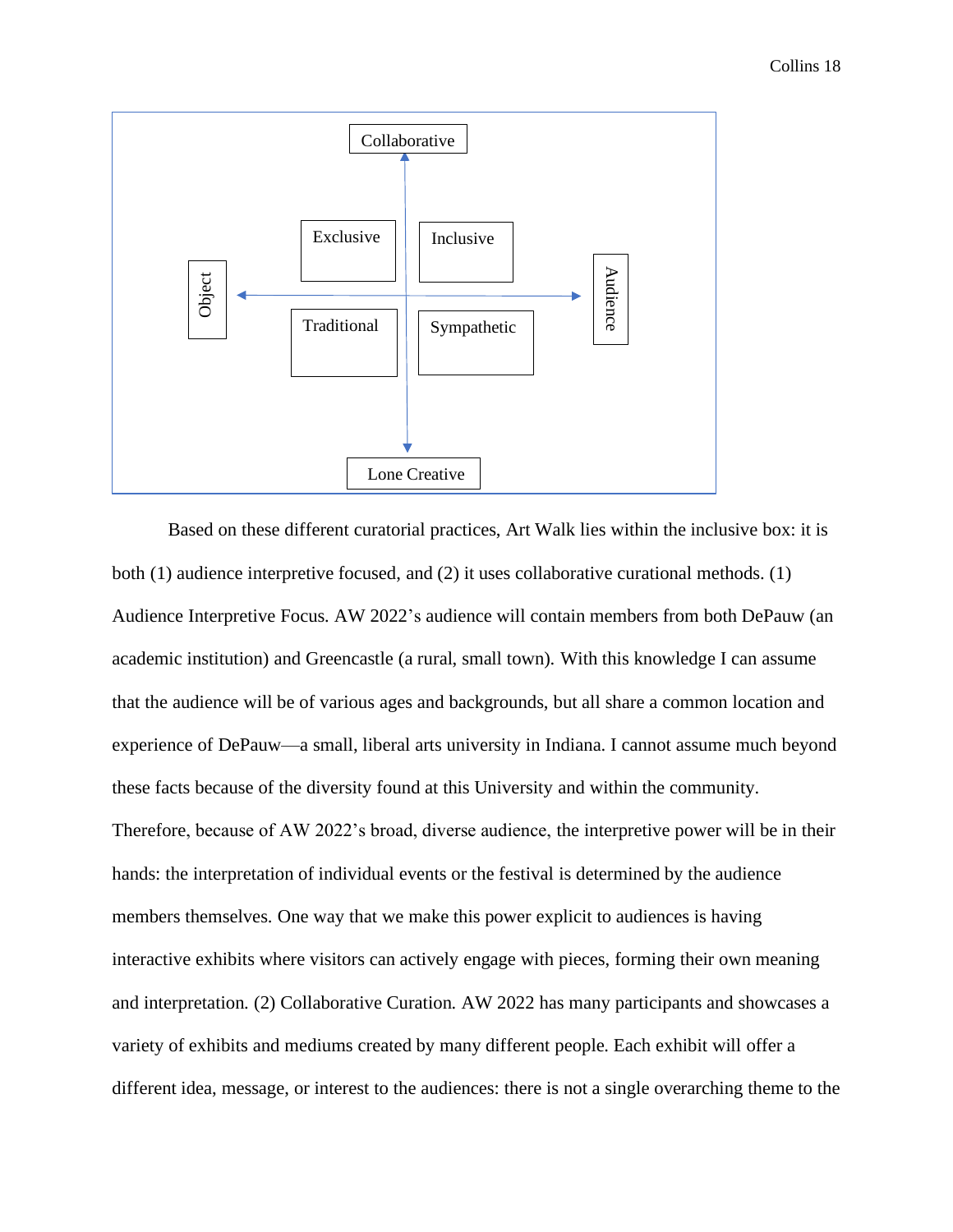| | Object | Audience |
|---|---|---|
| Collaborative | Exclusive | Inclusive |
| Lone Creative | Traditional | Sympathetic |

Based on these different curatorial practices, Art Walk lies within the inclusive box: it is both (1) audience interpretive focused, and (2) it uses collaborative curational methods. (1) Audience Interpretive Focus. AW 2022's audience will contain members from both DePauw (an academic institution) and Greencastle (a rural, small town). With this knowledge I can assume that the audience will be of various ages and backgrounds, but all share a common location and experience of DePauw—a small, liberal arts university in Indiana. I cannot assume much beyond these facts because of the diversity found at this University and within the community. Therefore, because of AW 2022's broad, diverse audience, the interpretive power will be in their hands: the interpretation of individual events or the festival is determined by the audience members themselves. One way that we make this power explicit to audiences is having interactive exhibits where visitors can actively engage with pieces, forming their own meaning and interpretation. (2) Collaborative Curation. AW 2022 has many participants and showcases a variety of exhibits and mediums created by many different people. Each exhibit will offer a different idea, message, or interest to the audiences: there is not a single overarching theme to the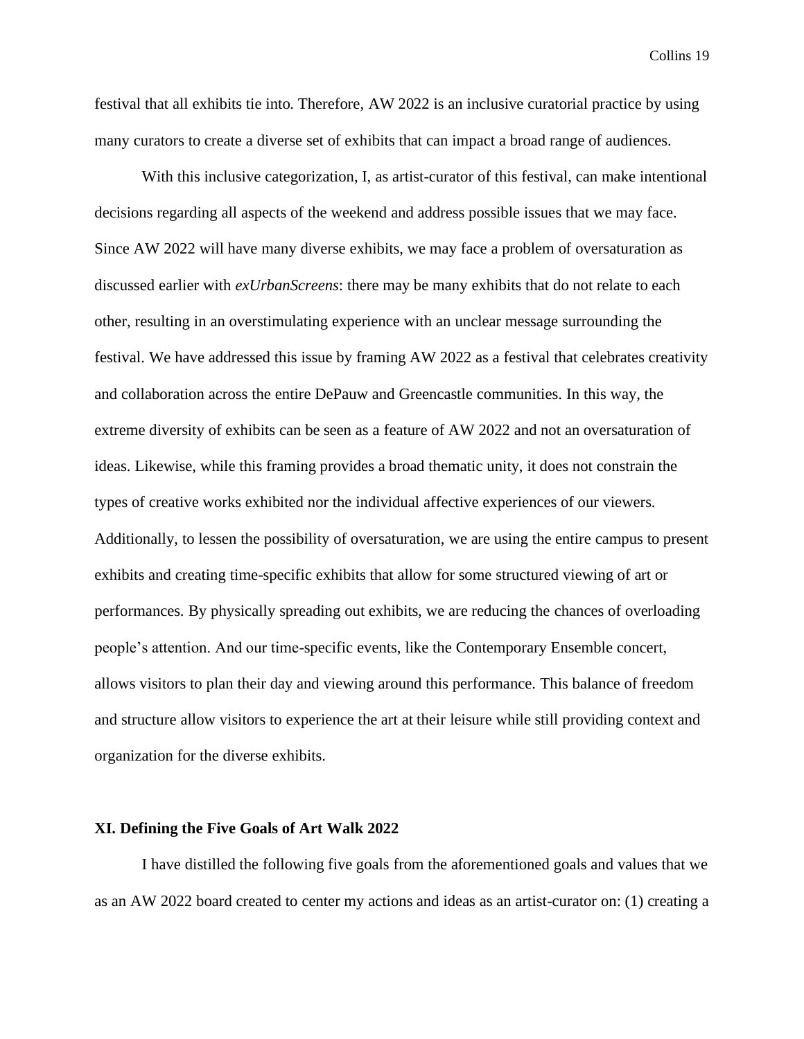festival that all exhibits tie into. Therefore, AW 2022 is an inclusive curatorial practice by using many curators to create a diverse set of exhibits that can impact a broad range of audiences.

With this inclusive categorization, I, as artist-curator of this festival, can make intentional decisions regarding all aspects of the weekend and address possible issues that we may face. Since AW 2022 will have many diverse exhibits, we may face a problem of oversaturation as discussed earlier with *exUrbanScreens*: there may be many exhibits that do not relate to each other, resulting in an overstimulating experience with an unclear message surrounding the festival. We have addressed this issue by framing AW 2022 as a festival that celebrates creativity and collaboration across the entire DePauw and Greencastle communities. In this way, the extreme diversity of exhibits can be seen as a feature of AW 2022 and not an oversaturation of ideas. Likewise, while this framing provides a broad thematic unity, it does not constrain the types of creative works exhibited nor the individual affective experiences of our viewers. Additionally, to lessen the possibility of oversaturation, we are using the entire campus to present exhibits and creating time-specific exhibits that allow for some structured viewing of art or performances. By physically spreading out exhibits, we are reducing the chances of overloading people's attention. And our time-specific events, like the Contemporary Ensemble concert, allows visitors to plan their day and viewing around this performance. This balance of freedom and structure allow visitors to experience the art at their leisure while still providing context and organization for the diverse exhibits.

## XI. Defining the Five Goals of Art Walk 2022

I have distilled the following five goals from the aforementioned goals and values that we as an AW 2022 board created to center my actions and ideas as an artist-curator on: (1) creating a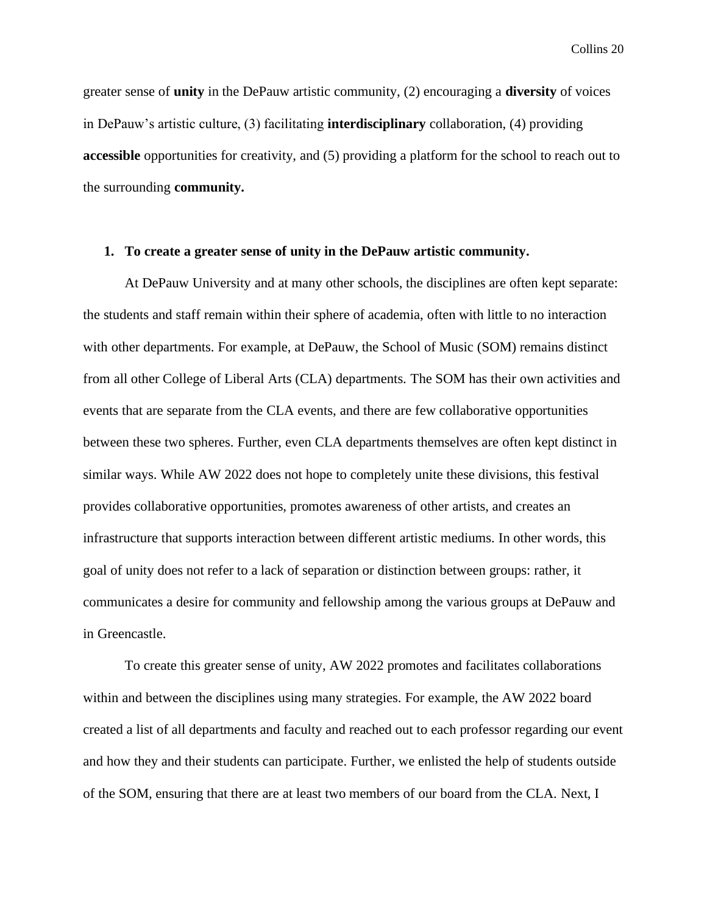greater sense of **unity** in the DePauw artistic community, (2) encouraging a **diversity** of voices in DePauw's artistic culture, (3) facilitating **interdisciplinary** collaboration, (4) providing **accessible** opportunities for creativity, and (5) providing a platform for the school to reach out to the surrounding **community.**

1. **To create a greater sense of unity in the DePauw artistic community.**

At DePauw University and at many other schools, the disciplines are often kept separate: the students and staff remain within their sphere of academia, often with little to no interaction with other departments. For example, at DePauw, the School of Music (SOM) remains distinct from all other College of Liberal Arts (CLA) departments. The SOM has their own activities and events that are separate from the CLA events, and there are few collaborative opportunities between these two spheres. Further, even CLA departments themselves are often kept distinct in similar ways. While AW 2022 does not hope to completely unite these divisions, this festival provides collaborative opportunities, promotes awareness of other artists, and creates an infrastructure that supports interaction between different artistic mediums. In other words, this goal of unity does not refer to a lack of separation or distinction between groups: rather, it communicates a desire for community and fellowship among the various groups at DePauw and in Greencastle.

To create this greater sense of unity, AW 2022 promotes and facilitates collaborations within and between the disciplines using many strategies. For example, the AW 2022 board created a list of all departments and faculty and reached out to each professor regarding our event and how they and their students can participate. Further, we enlisted the help of students outside of the SOM, ensuring that there are at least two members of our board from the CLA. Next, I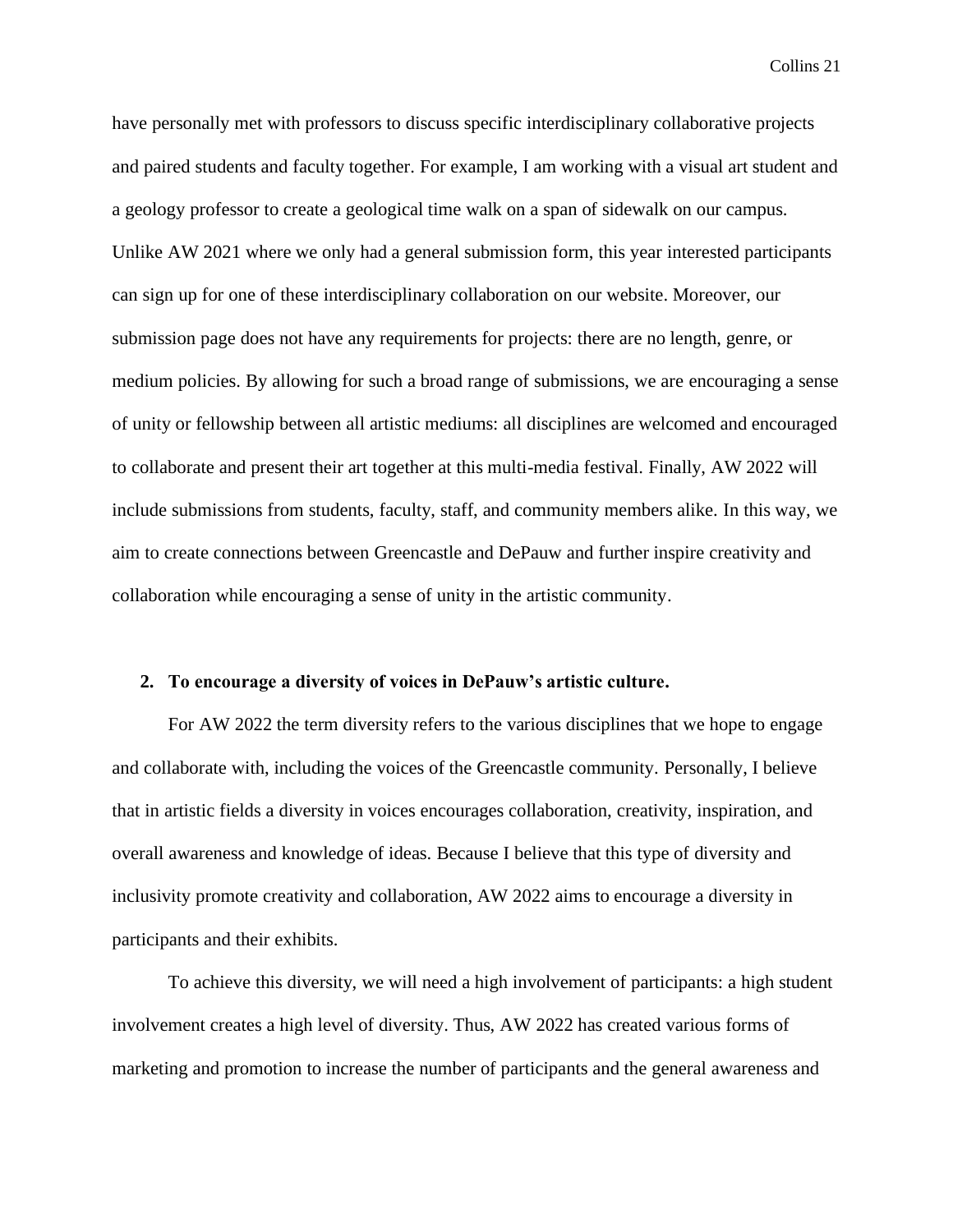have personally met with professors to discuss specific interdisciplinary collaborative projects and paired students and faculty together. For example, I am working with a visual art student and a geology professor to create a geological time walk on a span of sidewalk on our campus. Unlike AW 2021 where we only had a general submission form, this year interested participants can sign up for one of these interdisciplinary collaboration on our website. Moreover, our submission page does not have any requirements for projects: there are no length, genre, or medium policies. By allowing for such a broad range of submissions, we are encouraging a sense of unity or fellowship between all artistic mediums: all disciplines are welcomed and encouraged to collaborate and present their art together at this multi-media festival. Finally, AW 2022 will include submissions from students, faculty, staff, and community members alike. In this way, we aim to create connections between Greencastle and DePauw and further inspire creativity and collaboration while encouraging a sense of unity in the artistic community.

**2. To encourage a diversity of voices in DePauw's artistic culture.**

For AW 2022 the term diversity refers to the various disciplines that we hope to engage and collaborate with, including the voices of the Greencastle community. Personally, I believe that in artistic fields a diversity in voices encourages collaboration, creativity, inspiration, and overall awareness and knowledge of ideas. Because I believe that this type of diversity and inclusivity promote creativity and collaboration, AW 2022 aims to encourage a diversity in participants and their exhibits.

To achieve this diversity, we will need a high involvement of participants: a high student involvement creates a high level of diversity. Thus, AW 2022 has created various forms of marketing and promotion to increase the number of participants and the general awareness and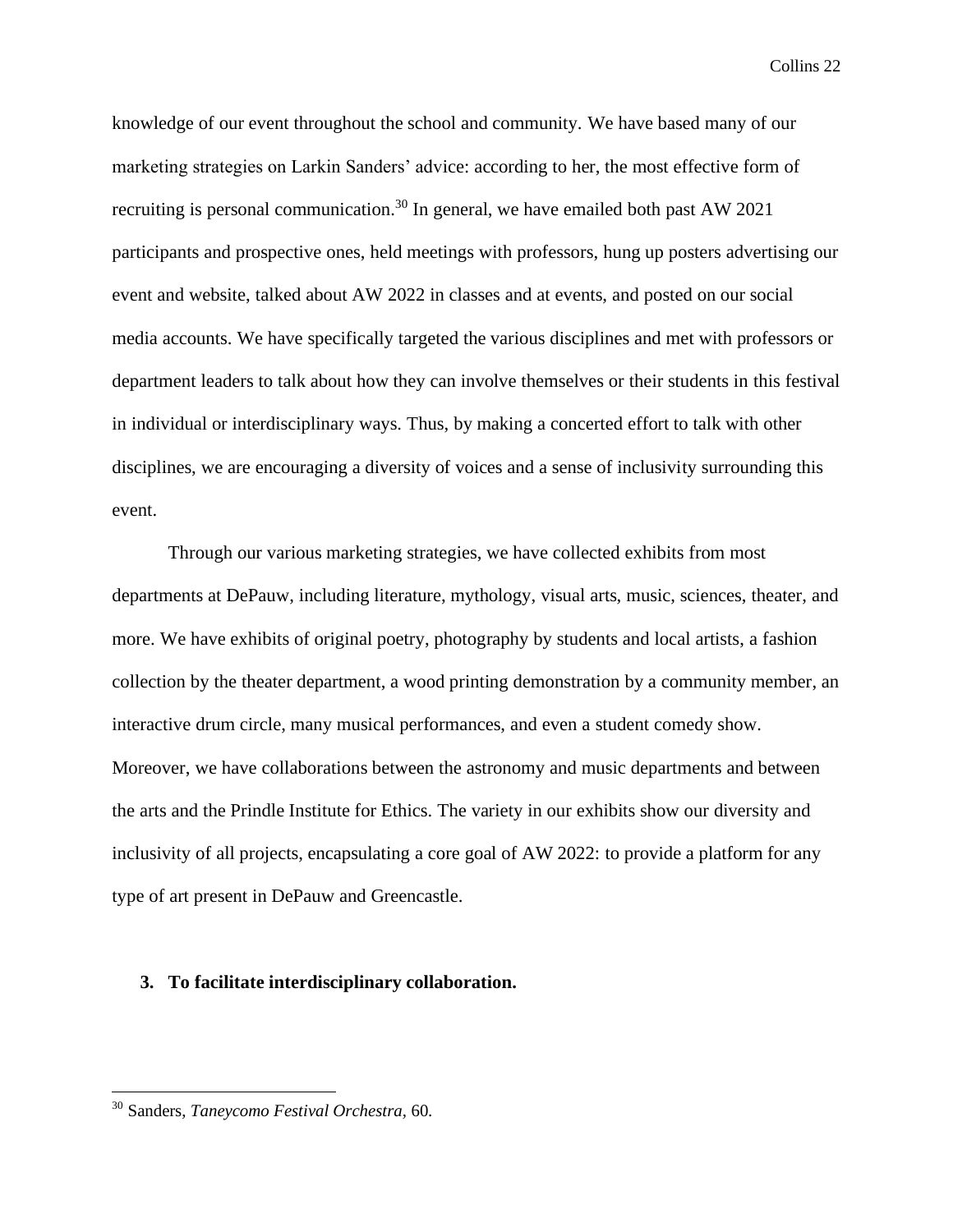knowledge of our event throughout the school and community. We have based many of our marketing strategies on Larkin Sanders' advice: according to her, the most effective form of recruiting is personal communication.[30] In general, we have emailed both past AW 2021 participants and prospective ones, held meetings with professors, hung up posters advertising our event and website, talked about AW 2022 in classes and at events, and posted on our social media accounts. We have specifically targeted the various disciplines and met with professors or department leaders to talk about how they can involve themselves or their students in this festival in individual or interdisciplinary ways. Thus, by making a concerted effort to talk with other disciplines, we are encouraging a diversity of voices and a sense of inclusivity surrounding this event.

Through our various marketing strategies, we have collected exhibits from most departments at DePauw, including literature, mythology, visual arts, music, sciences, theater, and more. We have exhibits of original poetry, photography by students and local artists, a fashion collection by the theater department, a wood printing demonstration by a community member, an interactive drum circle, many musical performances, and even a student comedy show. Moreover, we have collaborations between the astronomy and music departments and between the arts and the Prindle Institute for Ethics. The variety in our exhibits show our diversity and inclusivity of all projects, encapsulating a core goal of AW 2022: to provide a platform for any type of art present in DePauw and Greencastle.

**3. To facilitate interdisciplinary collaboration.**

---

[30] Sanders, *Taneycomo Festival Orchestra*, 60.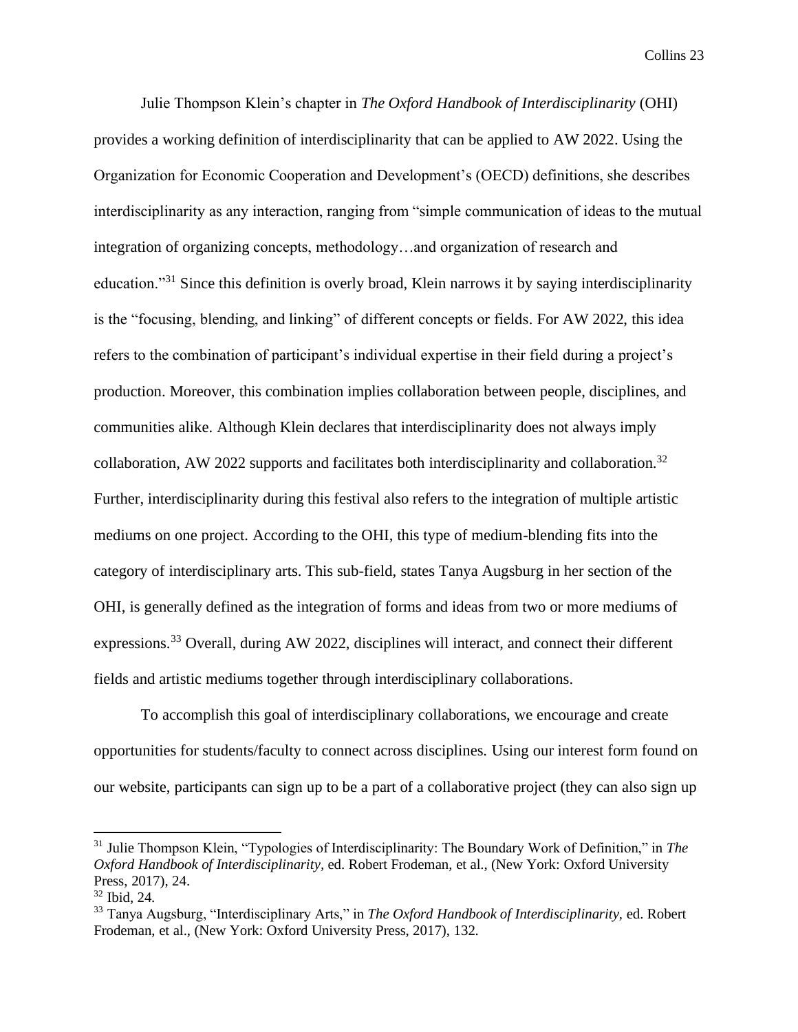Julie Thompson Klein's chapter in *The Oxford Handbook of Interdisciplinarity* (OHI) provides a working definition of interdisciplinarity that can be applied to AW 2022. Using the Organization for Economic Cooperation and Development's (OECD) definitions, she describes interdisciplinarity as any interaction, ranging from "simple communication of ideas to the mutual integration of organizing concepts, methodology…and organization of research and education."[31] Since this definition is overly broad, Klein narrows it by saying interdisciplinarity is the "focusing, blending, and linking" of different concepts or fields. For AW 2022, this idea refers to the combination of participant's individual expertise in their field during a project's production. Moreover, this combination implies collaboration between people, disciplines, and communities alike. Although Klein declares that interdisciplinarity does not always imply collaboration, AW 2022 supports and facilitates both interdisciplinarity and collaboration.[32] Further, interdisciplinarity during this festival also refers to the integration of multiple artistic mediums on one project. According to the OHI, this type of medium-blending fits into the category of interdisciplinary arts. This sub-field, states Tanya Augsburg in her section of the OHI, is generally defined as the integration of forms and ideas from two or more mediums of expressions.[33] Overall, during AW 2022, disciplines will interact, and connect their different fields and artistic mediums together through interdisciplinary collaborations.

To accomplish this goal of interdisciplinary collaborations, we encourage and create opportunities for students/faculty to connect across disciplines. Using our interest form found on our website, participants can sign up to be a part of a collaborative project (they can also sign up

---

[31] Julie Thompson Klein, "Typologies of Interdisciplinarity: The Boundary Work of Definition," in *The Oxford Handbook of Interdisciplinarity,* ed. Robert Frodeman, et al., (New York: Oxford University Press, 2017), 24.

[32] Ibid, 24.

[33] Tanya Augsburg, "Interdisciplinary Arts," in *The Oxford Handbook of Interdisciplinarity,* ed. Robert Frodeman, et al., (New York: Oxford University Press, 2017), 132.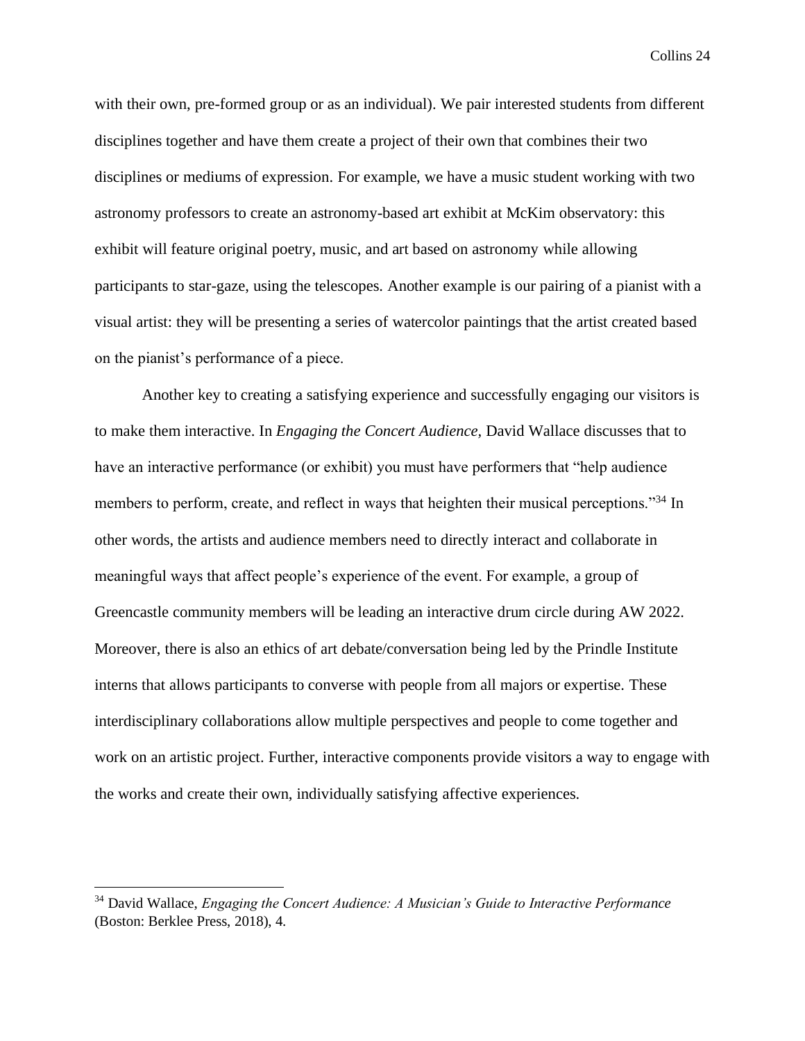with their own, pre-formed group or as an individual). We pair interested students from different disciplines together and have them create a project of their own that combines their two disciplines or mediums of expression. For example, we have a music student working with two astronomy professors to create an astronomy-based art exhibit at McKim observatory: this exhibit will feature original poetry, music, and art based on astronomy while allowing participants to star-gaze, using the telescopes. Another example is our pairing of a pianist with a visual artist: they will be presenting a series of watercolor paintings that the artist created based on the pianist's performance of a piece.

Another key to creating a satisfying experience and successfully engaging our visitors is to make them interactive. In *Engaging the Concert Audience*, David Wallace discusses that to have an interactive performance (or exhibit) you must have performers that "help audience members to perform, create, and reflect in ways that heighten their musical perceptions."[34] In other words, the artists and audience members need to directly interact and collaborate in meaningful ways that affect people's experience of the event. For example, a group of Greencastle community members will be leading an interactive drum circle during AW 2022. Moreover, there is also an ethics of art debate/conversation being led by the Prindle Institute interns that allows participants to converse with people from all majors or expertise. These interdisciplinary collaborations allow multiple perspectives and people to come together and work on an artistic project. Further, interactive components provide visitors a way to engage with the works and create their own, individually satisfying affective experiences.

---

[34] David Wallace, *Engaging the Concert Audience: A Musician's Guide to Interactive Performance* (Boston: Berklee Press, 2018), 4.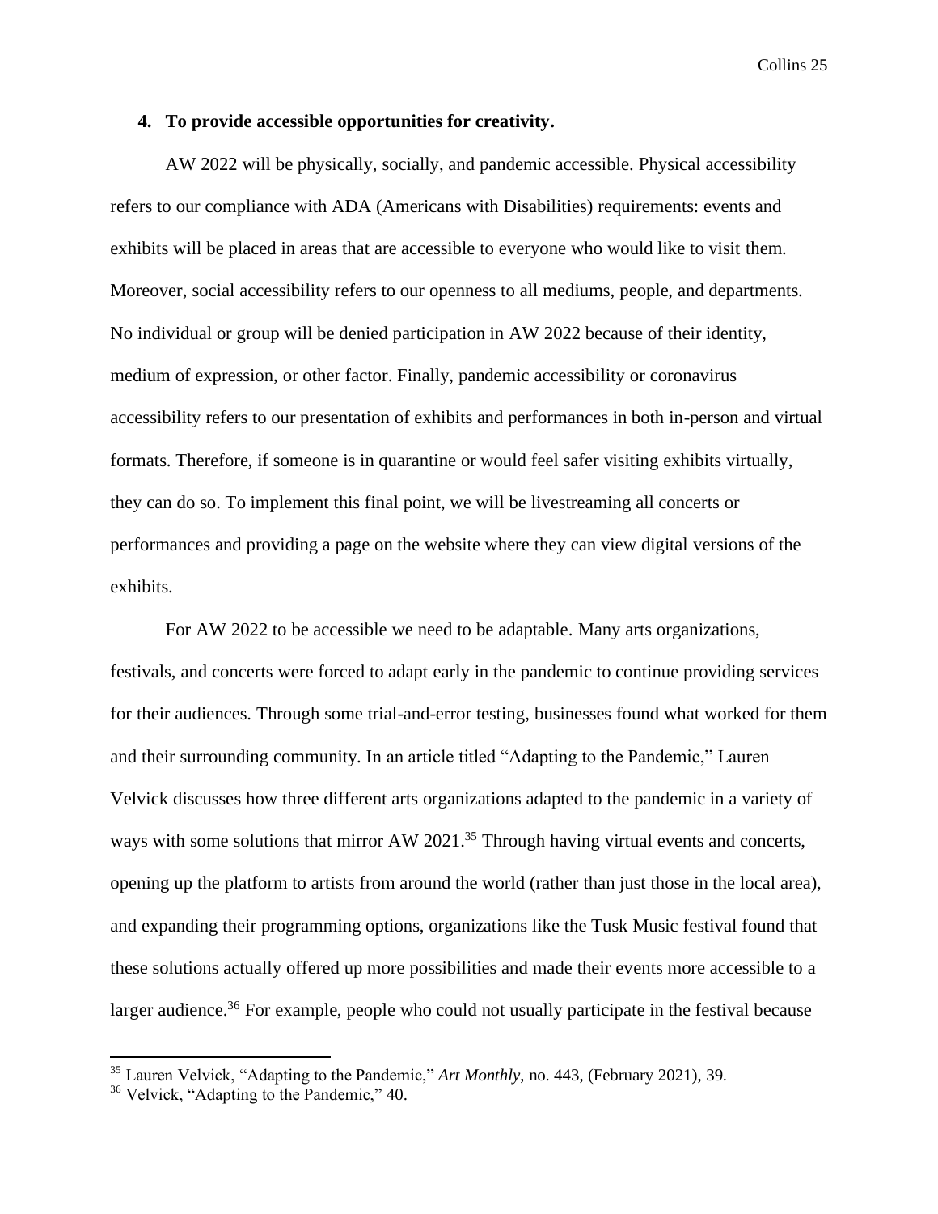**4. To provide accessible opportunities for creativity.**

AW 2022 will be physically, socially, and pandemic accessible. Physical accessibility refers to our compliance with ADA (Americans with Disabilities) requirements: events and exhibits will be placed in areas that are accessible to everyone who would like to visit them. Moreover, social accessibility refers to our openness to all mediums, people, and departments. No individual or group will be denied participation in AW 2022 because of their identity, medium of expression, or other factor. Finally, pandemic accessibility or coronavirus accessibility refers to our presentation of exhibits and performances in both in-person and virtual formats. Therefore, if someone is in quarantine or would feel safer visiting exhibits virtually, they can do so. To implement this final point, we will be livestreaming all concerts or performances and providing a page on the website where they can view digital versions of the exhibits.

For AW 2022 to be accessible we need to be adaptable. Many arts organizations, festivals, and concerts were forced to adapt early in the pandemic to continue providing services for their audiences. Through some trial-and-error testing, businesses found what worked for them and their surrounding community. In an article titled "Adapting to the Pandemic," Lauren Velvick discusses how three different arts organizations adapted to the pandemic in a variety of ways with some solutions that mirror AW 2021.[35] Through having virtual events and concerts, opening up the platform to artists from around the world (rather than just those in the local area), and expanding their programming options, organizations like the Tusk Music festival found that these solutions actually offered up more possibilities and made their events more accessible to a larger audience.[36] For example, people who could not usually participate in the festival because

---

[35] Lauren Velvick, "Adapting to the Pandemic," *Art Monthly*, no. 443, (February 2021), 39.

[36] Velvick, "Adapting to the Pandemic," 40.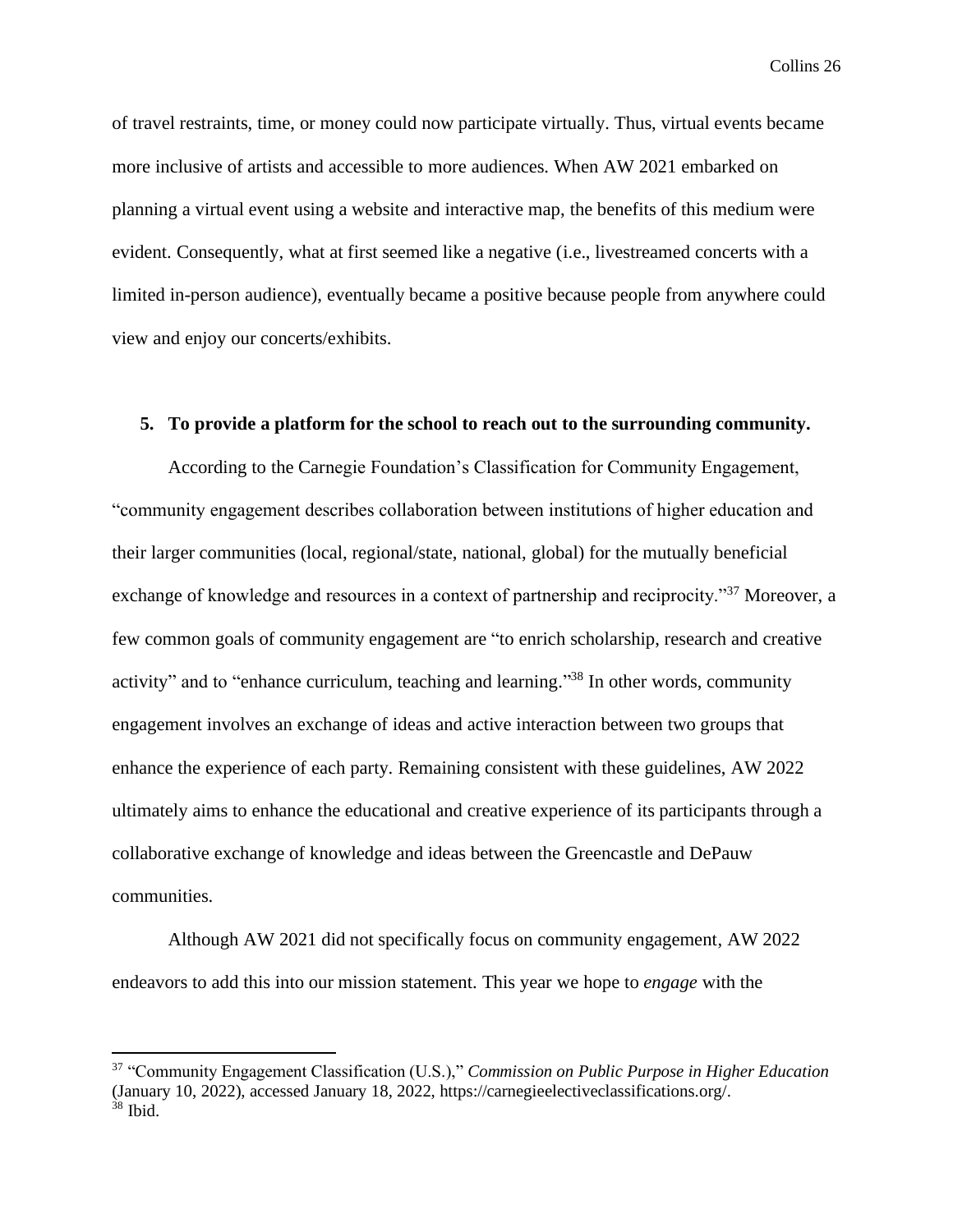of travel restraints, time, or money could now participate virtually. Thus, virtual events became more inclusive of artists and accessible to more audiences. When AW 2021 embarked on planning a virtual event using a website and interactive map, the benefits of this medium were evident. Consequently, what at first seemed like a negative (i.e., livestreamed concerts with a limited in-person audience), eventually became a positive because people from anywhere could view and enjoy our concerts/exhibits.

**5. To provide a platform for the school to reach out to the surrounding community.**

According to the Carnegie Foundation's Classification for Community Engagement, "community engagement describes collaboration between institutions of higher education and their larger communities (local, regional/state, national, global) for the mutually beneficial exchange of knowledge and resources in a context of partnership and reciprocity."[37] Moreover, a few common goals of community engagement are "to enrich scholarship, research and creative activity" and to "enhance curriculum, teaching and learning."[38] In other words, community engagement involves an exchange of ideas and active interaction between two groups that enhance the experience of each party. Remaining consistent with these guidelines, AW 2022 ultimately aims to enhance the educational and creative experience of its participants through a collaborative exchange of knowledge and ideas between the Greencastle and DePauw communities.

Although AW 2021 did not specifically focus on community engagement, AW 2022 endeavors to add this into our mission statement. This year we hope to *engage* with the

---

[37] "Community Engagement Classification (U.S.)," *Commission on Public Purpose in Higher Education* (January 10, 2022), accessed January 18, 2022, https://carnegieelectiveclassifications.org/.

[38] Ibid.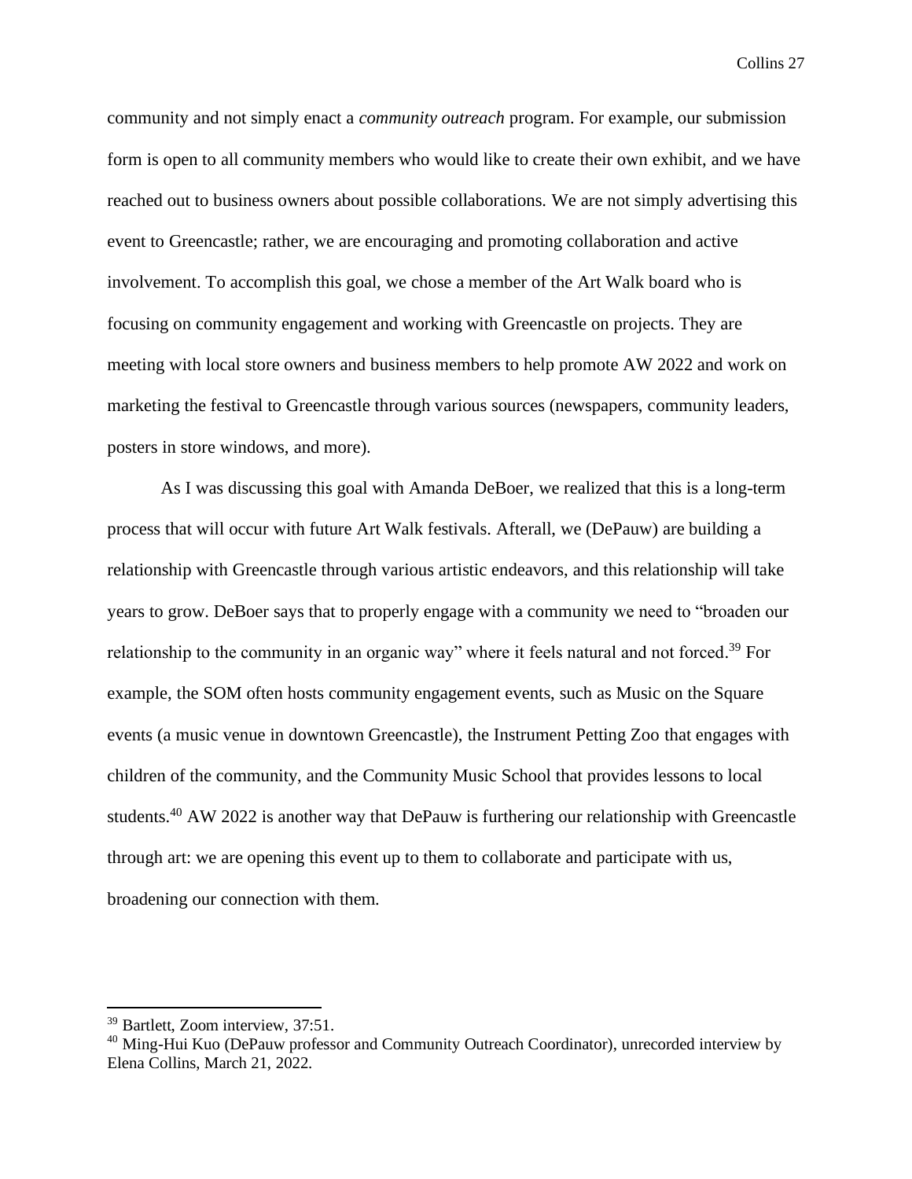community and not simply enact a *community outreach* program. For example, our submission form is open to all community members who would like to create their own exhibit, and we have reached out to business owners about possible collaborations. We are not simply advertising this event to Greencastle; rather, we are encouraging and promoting collaboration and active involvement. To accomplish this goal, we chose a member of the Art Walk board who is focusing on community engagement and working with Greencastle on projects. They are meeting with local store owners and business members to help promote AW 2022 and work on marketing the festival to Greencastle through various sources (newspapers, community leaders, posters in store windows, and more).

As I was discussing this goal with Amanda DeBoer, we realized that this is a long-term process that will occur with future Art Walk festivals. Afterall, we (DePauw) are building a relationship with Greencastle through various artistic endeavors, and this relationship will take years to grow. DeBoer says that to properly engage with a community we need to "broaden our relationship to the community in an organic way" where it feels natural and not forced.[39] For example, the SOM often hosts community engagement events, such as Music on the Square events (a music venue in downtown Greencastle), the Instrument Petting Zoo that engages with children of the community, and the Community Music School that provides lessons to local students.[40] AW 2022 is another way that DePauw is furthering our relationship with Greencastle through art: we are opening this event up to them to collaborate and participate with us, broadening our connection with them.

---

[39] Bartlett, Zoom interview, 37:51.

[40] Ming-Hui Kuo (DePauw professor and Community Outreach Coordinator), unrecorded interview by Elena Collins, March 21, 2022.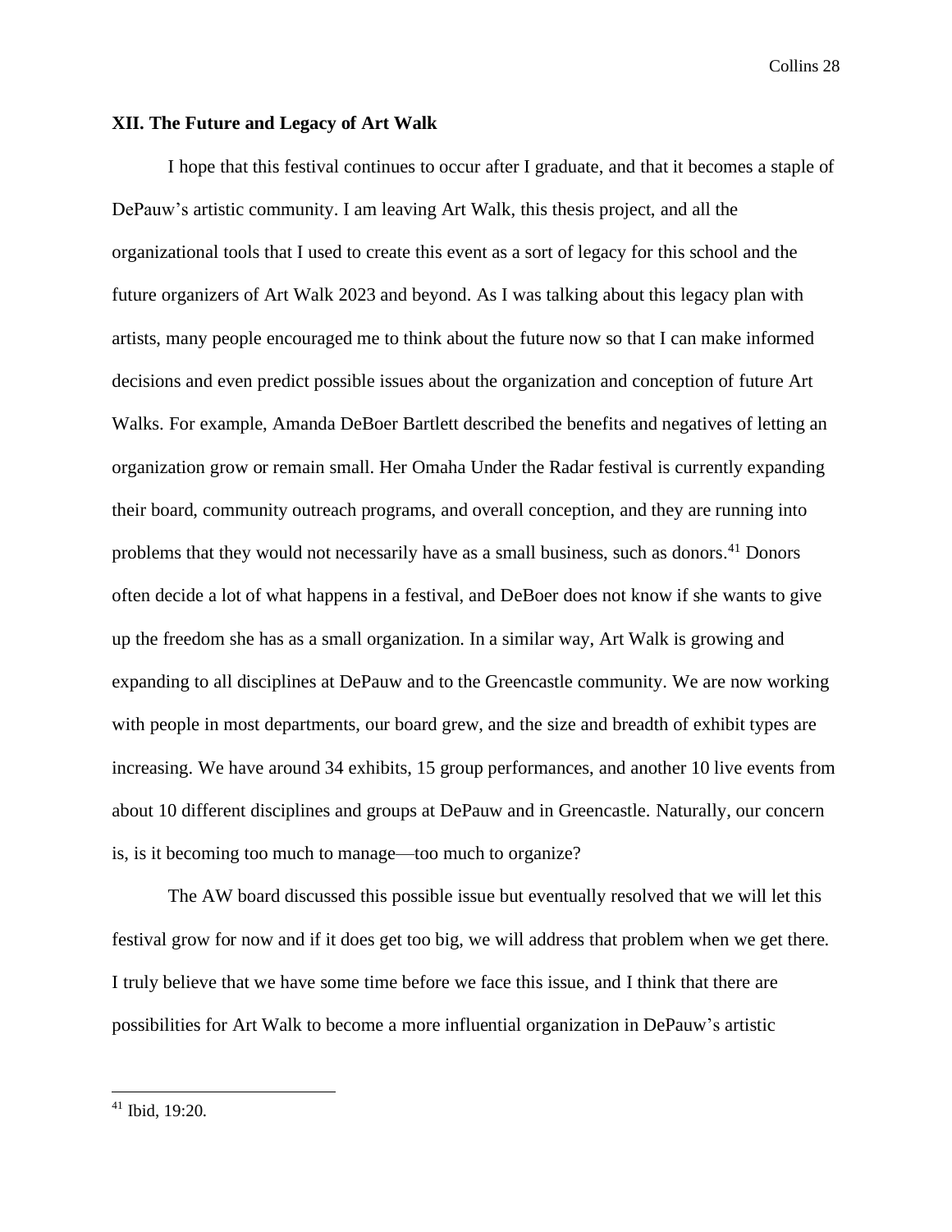### XII. The Future and Legacy of Art Walk

I hope that this festival continues to occur after I graduate, and that it becomes a staple of DePauw's artistic community. I am leaving Art Walk, this thesis project, and all the organizational tools that I used to create this event as a sort of legacy for this school and the future organizers of Art Walk 2023 and beyond. As I was talking about this legacy plan with artists, many people encouraged me to think about the future now so that I can make informed decisions and even predict possible issues about the organization and conception of future Art Walks. For example, Amanda DeBoer Bartlett described the benefits and negatives of letting an organization grow or remain small. Her Omaha Under the Radar festival is currently expanding their board, community outreach programs, and overall conception, and they are running into problems that they would not necessarily have as a small business, such as donors.[41] Donors often decide a lot of what happens in a festival, and DeBoer does not know if she wants to give up the freedom she has as a small organization. In a similar way, Art Walk is growing and expanding to all disciplines at DePauw and to the Greencastle community. We are now working with people in most departments, our board grew, and the size and breadth of exhibit types are increasing. We have around 34 exhibits, 15 group performances, and another 10 live events from about 10 different disciplines and groups at DePauw and in Greencastle. Naturally, our concern is, is it becoming too much to manage—too much to organize?

The AW board discussed this possible issue but eventually resolved that we will let this festival grow for now and if it does get too big, we will address that problem when we get there. I truly believe that we have some time before we face this issue, and I think that there are possibilities for Art Walk to become a more influential organization in DePauw's artistic

[41] Ibid, 19:20.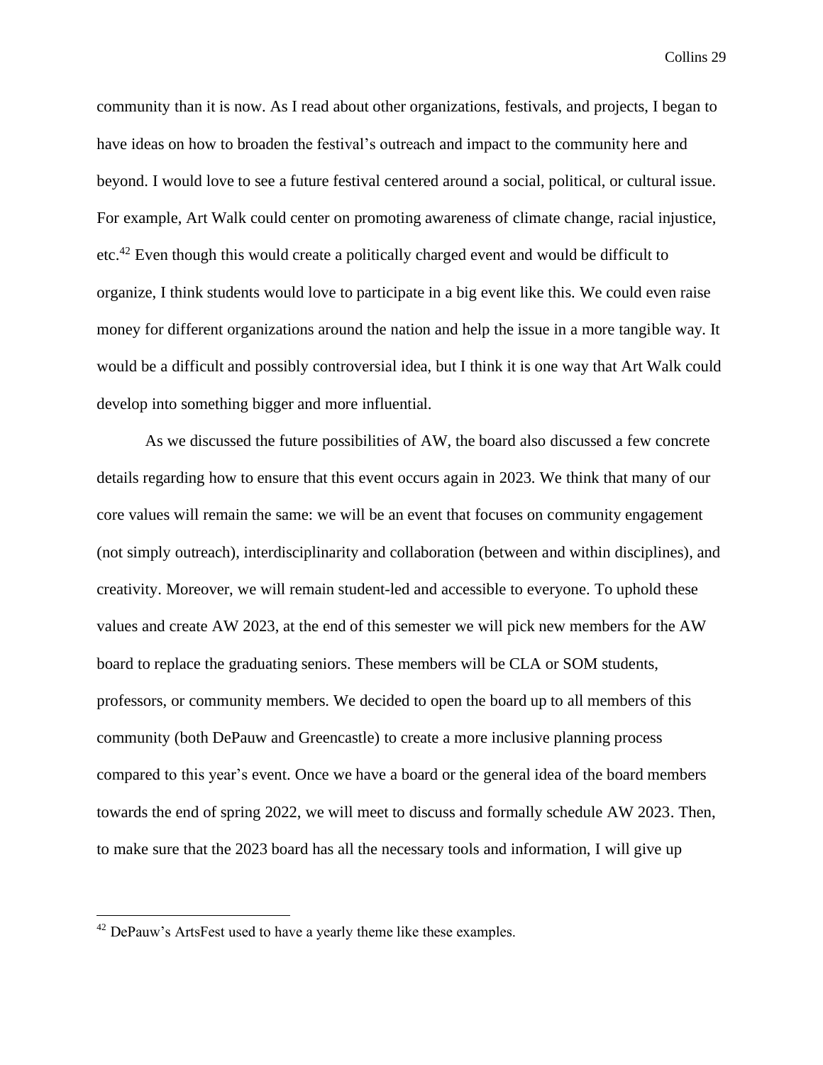community than it is now. As I read about other organizations, festivals, and projects, I began to have ideas on how to broaden the festival's outreach and impact to the community here and beyond. I would love to see a future festival centered around a social, political, or cultural issue. For example, Art Walk could center on promoting awareness of climate change, racial injustice, etc.[42] Even though this would create a politically charged event and would be difficult to organize, I think students would love to participate in a big event like this. We could even raise money for different organizations around the nation and help the issue in a more tangible way. It would be a difficult and possibly controversial idea, but I think it is one way that Art Walk could develop into something bigger and more influential.

As we discussed the future possibilities of AW, the board also discussed a few concrete details regarding how to ensure that this event occurs again in 2023. We think that many of our core values will remain the same: we will be an event that focuses on community engagement (not simply outreach), interdisciplinarity and collaboration (between and within disciplines), and creativity. Moreover, we will remain student-led and accessible to everyone. To uphold these values and create AW 2023, at the end of this semester we will pick new members for the AW board to replace the graduating seniors. These members will be CLA or SOM students, professors, or community members. We decided to open the board up to all members of this community (both DePauw and Greencastle) to create a more inclusive planning process compared to this year's event. Once we have a board or the general idea of the board members towards the end of spring 2022, we will meet to discuss and formally schedule AW 2023. Then, to make sure that the 2023 board has all the necessary tools and information, I will give up

[42] DePauw's ArtsFest used to have a yearly theme like these examples.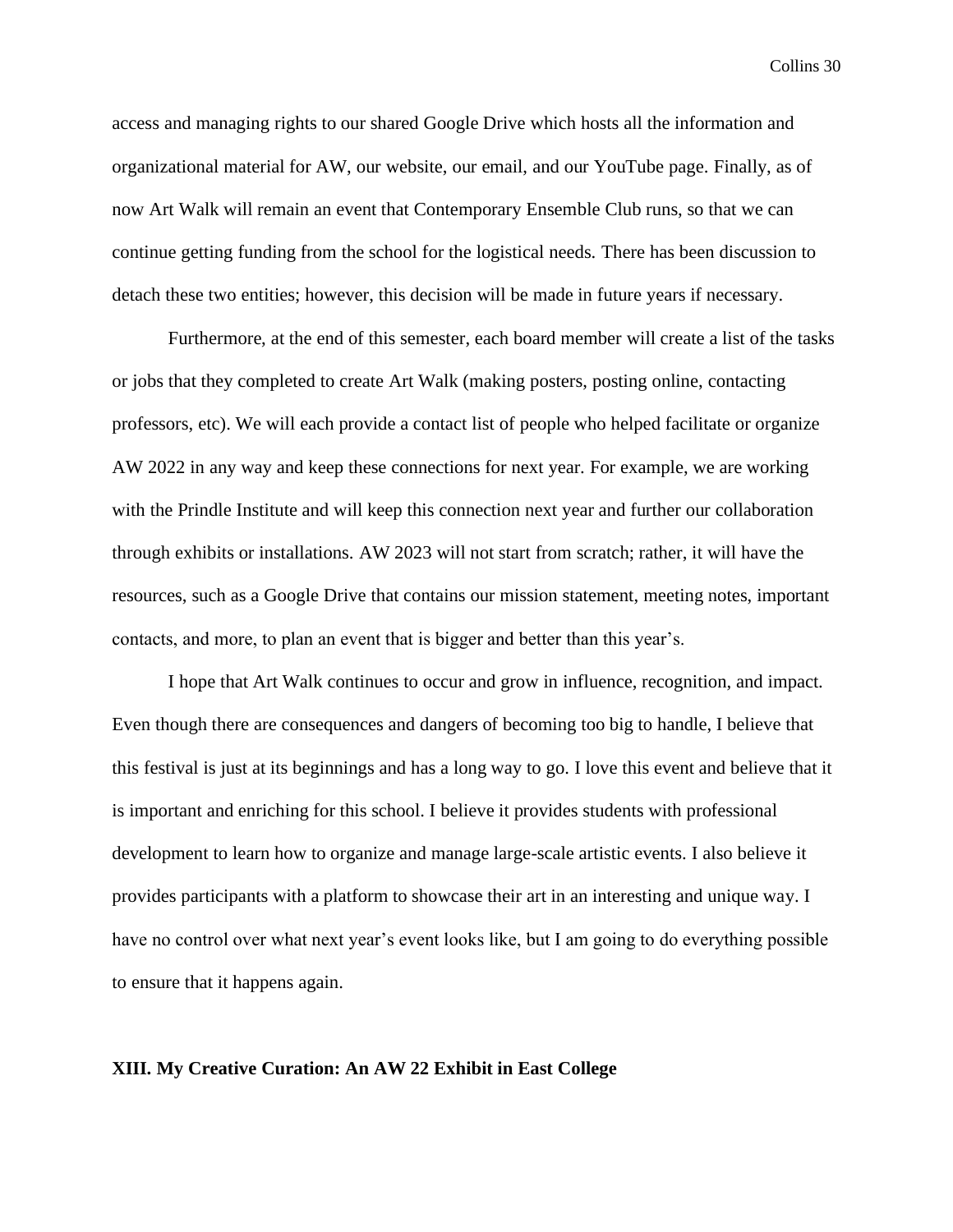access and managing rights to our shared Google Drive which hosts all the information and organizational material for AW, our website, our email, and our YouTube page. Finally, as of now Art Walk will remain an event that Contemporary Ensemble Club runs, so that we can continue getting funding from the school for the logistical needs. There has been discussion to detach these two entities; however, this decision will be made in future years if necessary.

Furthermore, at the end of this semester, each board member will create a list of the tasks or jobs that they completed to create Art Walk (making posters, posting online, contacting professors, etc). We will each provide a contact list of people who helped facilitate or organize AW 2022 in any way and keep these connections for next year. For example, we are working with the Prindle Institute and will keep this connection next year and further our collaboration through exhibits or installations. AW 2023 will not start from scratch; rather, it will have the resources, such as a Google Drive that contains our mission statement, meeting notes, important contacts, and more, to plan an event that is bigger and better than this year's.

I hope that Art Walk continues to occur and grow in influence, recognition, and impact. Even though there are consequences and dangers of becoming too big to handle, I believe that this festival is just at its beginnings and has a long way to go. I love this event and believe that it is important and enriching for this school. I believe it provides students with professional development to learn how to organize and manage large-scale artistic events. I also believe it provides participants with a platform to showcase their art in an interesting and unique way. I have no control over what next year's event looks like, but I am going to do everything possible to ensure that it happens again.

## XIII. My Creative Curation: An AW 22 Exhibit in East College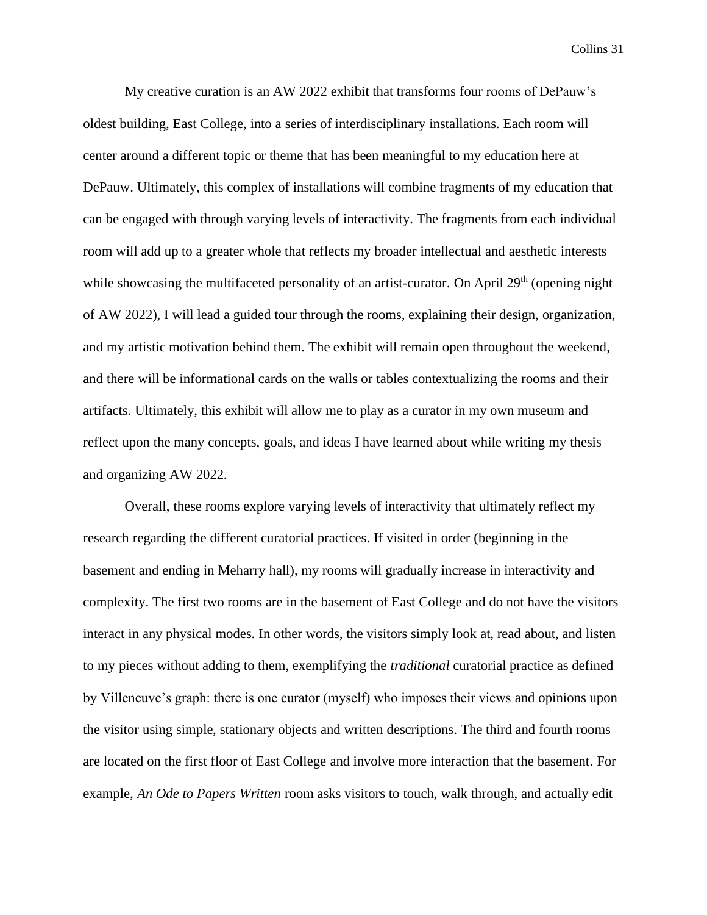My creative curation is an AW 2022 exhibit that transforms four rooms of DePauw's oldest building, East College, into a series of interdisciplinary installations. Each room will center around a different topic or theme that has been meaningful to my education here at DePauw. Ultimately, this complex of installations will combine fragments of my education that can be engaged with through varying levels of interactivity. The fragments from each individual room will add up to a greater whole that reflects my broader intellectual and aesthetic interests while showcasing the multifaceted personality of an artist-curator. On April 29th (opening night of AW 2022), I will lead a guided tour through the rooms, explaining their design, organization, and my artistic motivation behind them. The exhibit will remain open throughout the weekend, and there will be informational cards on the walls or tables contextualizing the rooms and their artifacts. Ultimately, this exhibit will allow me to play as a curator in my own museum and reflect upon the many concepts, goals, and ideas I have learned about while writing my thesis and organizing AW 2022.

Overall, these rooms explore varying levels of interactivity that ultimately reflect my research regarding the different curatorial practices. If visited in order (beginning in the basement and ending in Meharry hall), my rooms will gradually increase in interactivity and complexity. The first two rooms are in the basement of East College and do not have the visitors interact in any physical modes. In other words, the visitors simply look at, read about, and listen to my pieces without adding to them, exemplifying the *traditional* curatorial practice as defined by Villeneuve's graph: there is one curator (myself) who imposes their views and opinions upon the visitor using simple, stationary objects and written descriptions. The third and fourth rooms are located on the first floor of East College and involve more interaction that the basement. For example, *An Ode to Papers Written* room asks visitors to touch, walk through, and actually edit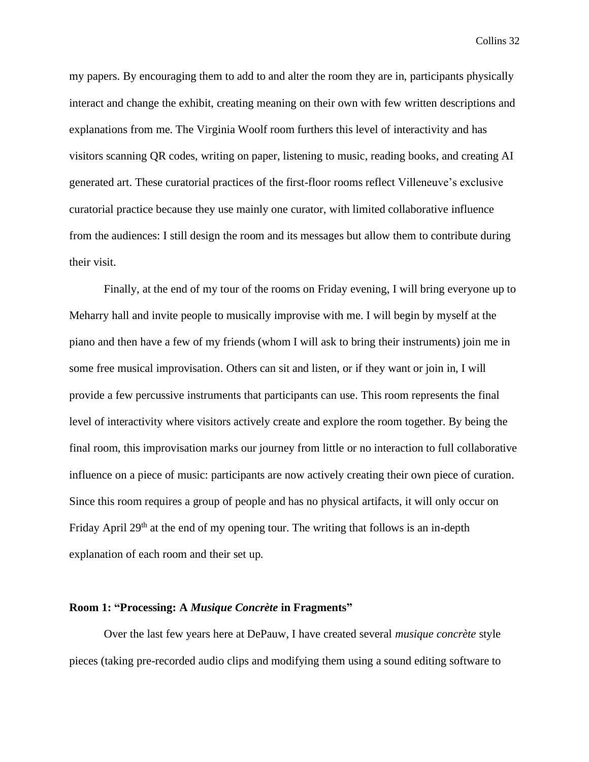my papers. By encouraging them to add to and alter the room they are in, participants physically interact and change the exhibit, creating meaning on their own with few written descriptions and explanations from me. The Virginia Woolf room furthers this level of interactivity and has visitors scanning QR codes, writing on paper, listening to music, reading books, and creating AI generated art. These curatorial practices of the first-floor rooms reflect Villeneuve's exclusive curatorial practice because they use mainly one curator, with limited collaborative influence from the audiences: I still design the room and its messages but allow them to contribute during their visit.

Finally, at the end of my tour of the rooms on Friday evening, I will bring everyone up to Meharry hall and invite people to musically improvise with me. I will begin by myself at the piano and then have a few of my friends (whom I will ask to bring their instruments) join me in some free musical improvisation. Others can sit and listen, or if they want or join in, I will provide a few percussive instruments that participants can use. This room represents the final level of interactivity where visitors actively create and explore the room together. By being the final room, this improvisation marks our journey from little or no interaction to full collaborative influence on a piece of music: participants are now actively creating their own piece of curation. Since this room requires a group of people and has no physical artifacts, it will only occur on Friday April 29th at the end of my opening tour. The writing that follows is an in-depth explanation of each room and their set up.

### Room 1: "Processing: A *Musique Concrète* in Fragments"

Over the last few years here at DePauw, I have created several *musique concrète* style pieces (taking pre-recorded audio clips and modifying them using a sound editing software to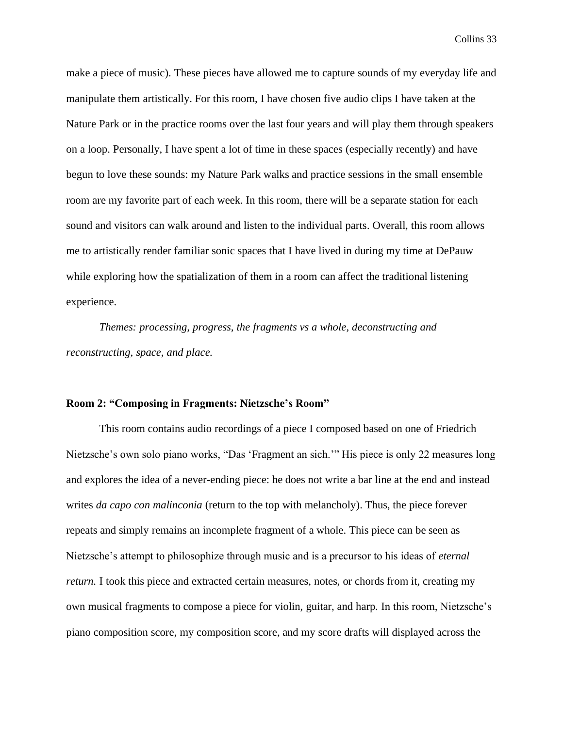make a piece of music). These pieces have allowed me to capture sounds of my everyday life and manipulate them artistically. For this room, I have chosen five audio clips I have taken at the Nature Park or in the practice rooms over the last four years and will play them through speakers on a loop. Personally, I have spent a lot of time in these spaces (especially recently) and have begun to love these sounds: my Nature Park walks and practice sessions in the small ensemble room are my favorite part of each week. In this room, there will be a separate station for each sound and visitors can walk around and listen to the individual parts. Overall, this room allows me to artistically render familiar sonic spaces that I have lived in during my time at DePauw while exploring how the spatialization of them in a room can affect the traditional listening experience.

*Themes: processing, progress, the fragments vs a whole, deconstructing and reconstructing, space, and place.*

**Room 2: "Composing in Fragments: Nietzsche's Room"**

This room contains audio recordings of a piece I composed based on one of Friedrich Nietzsche's own solo piano works, "Das 'Fragment an sich.'" His piece is only 22 measures long and explores the idea of a never-ending piece: he does not write a bar line at the end and instead writes *da capo con malinconia* (return to the top with melancholy). Thus, the piece forever repeats and simply remains an incomplete fragment of a whole. This piece can be seen as Nietzsche's attempt to philosophize through music and is a precursor to his ideas of *eternal return.* I took this piece and extracted certain measures, notes, or chords from it, creating my own musical fragments to compose a piece for violin, guitar, and harp. In this room, Nietzsche's piano composition score, my composition score, and my score drafts will displayed across the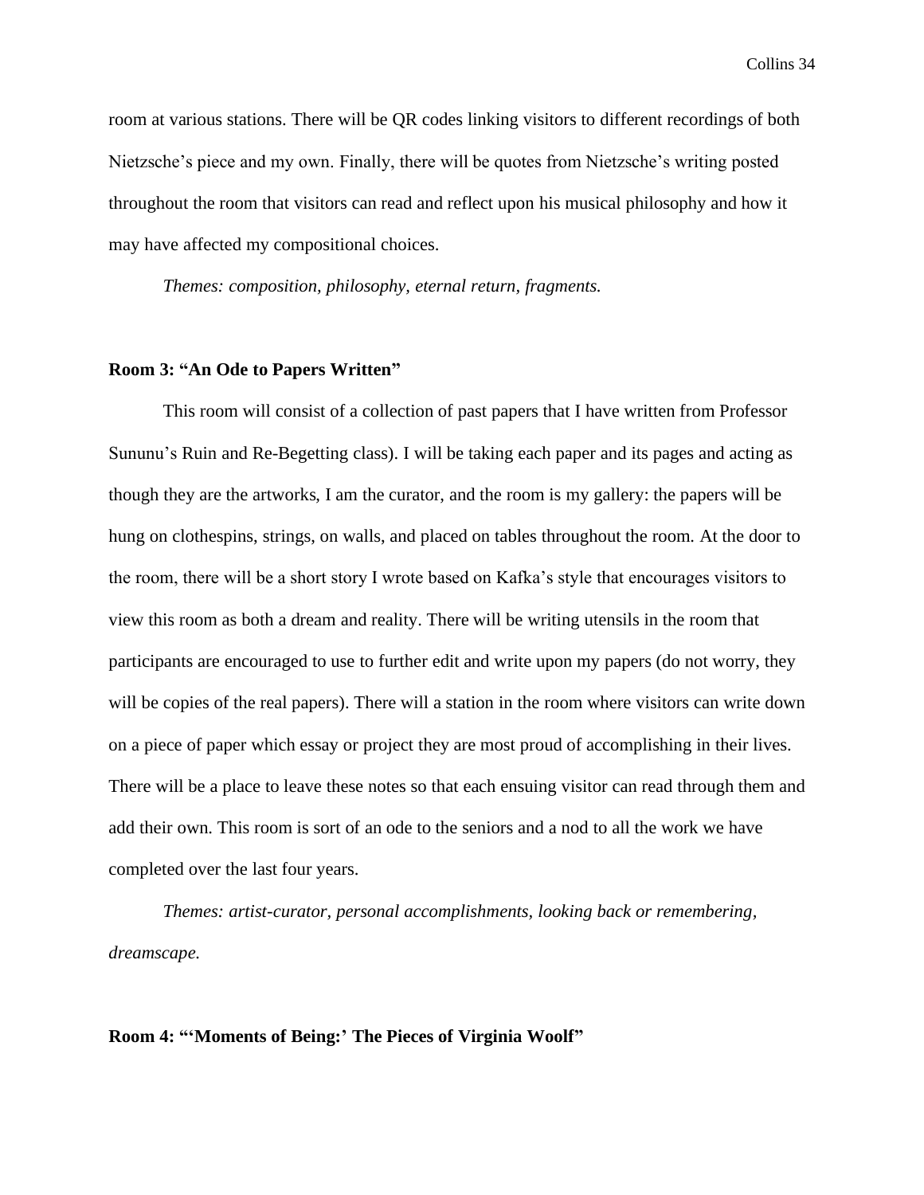room at various stations. There will be QR codes linking visitors to different recordings of both Nietzsche's piece and my own. Finally, there will be quotes from Nietzsche's writing posted throughout the room that visitors can read and reflect upon his musical philosophy and how it may have affected my compositional choices.

*Themes: composition, philosophy, eternal return, fragments.*

**Room 3: "An Ode to Papers Written"**

This room will consist of a collection of past papers that I have written from Professor Sununu's Ruin and Re-Begetting class). I will be taking each paper and its pages and acting as though they are the artworks, I am the curator, and the room is my gallery: the papers will be hung on clothespins, strings, on walls, and placed on tables throughout the room. At the door to the room, there will be a short story I wrote based on Kafka's style that encourages visitors to view this room as both a dream and reality. There will be writing utensils in the room that participants are encouraged to use to further edit and write upon my papers (do not worry, they will be copies of the real papers). There will a station in the room where visitors can write down on a piece of paper which essay or project they are most proud of accomplishing in their lives. There will be a place to leave these notes so that each ensuing visitor can read through them and add their own. This room is sort of an ode to the seniors and a nod to all the work we have completed over the last four years.

*Themes: artist-curator, personal accomplishments, looking back or remembering, dreamscape.*

**Room 4: "'Moments of Being:' The Pieces of Virginia Woolf"**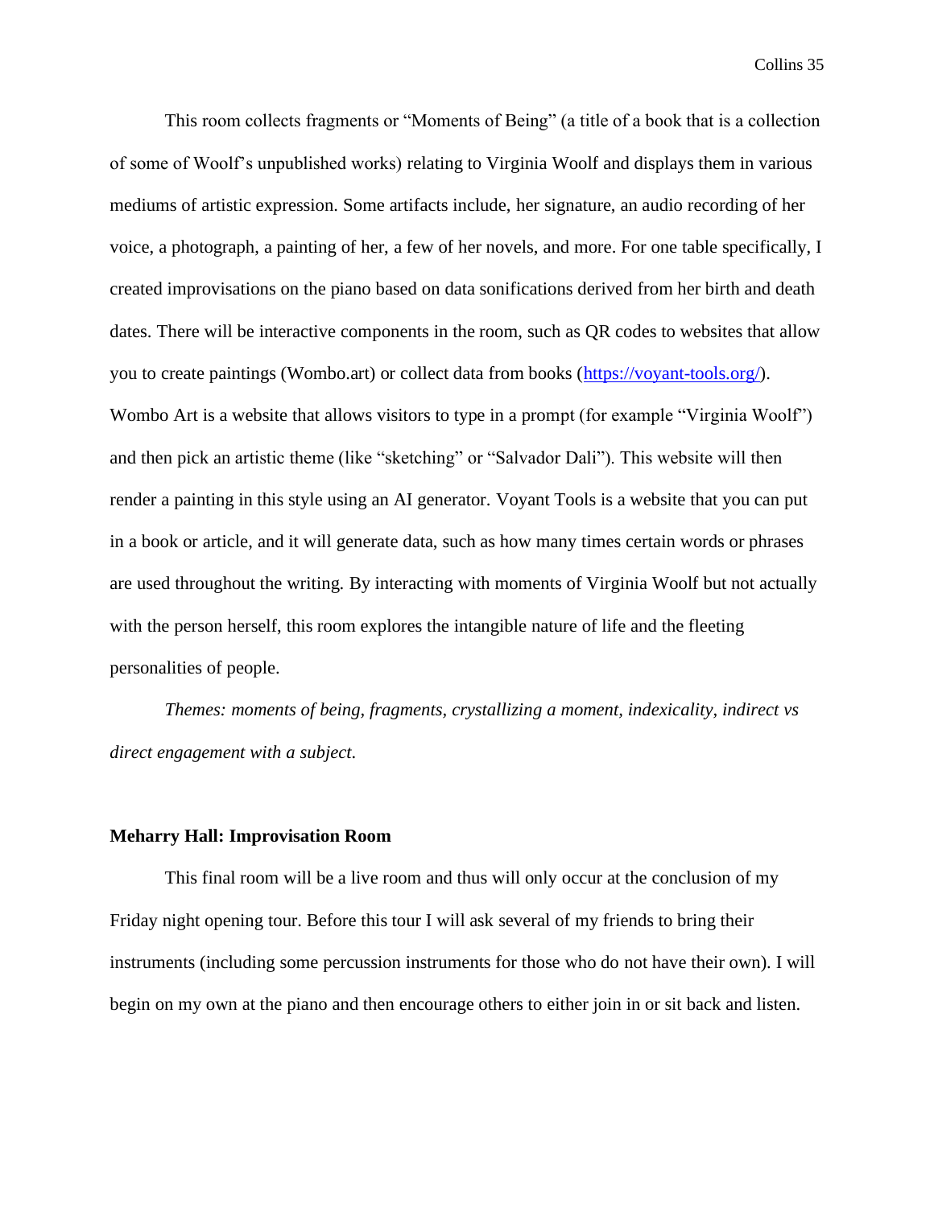This room collects fragments or "Moments of Being" (a title of a book that is a collection of some of Woolf's unpublished works) relating to Virginia Woolf and displays them in various mediums of artistic expression. Some artifacts include, her signature, an audio recording of her voice, a photograph, a painting of her, a few of her novels, and more. For one table specifically, I created improvisations on the piano based on data sonifications derived from her birth and death dates. There will be interactive components in the room, such as QR codes to websites that allow you to create paintings (Wombo.art) or collect data from books (https://voyant-tools.org/). Wombo Art is a website that allows visitors to type in a prompt (for example "Virginia Woolf") and then pick an artistic theme (like "sketching" or "Salvador Dali"). This website will then render a painting in this style using an AI generator. Voyant Tools is a website that you can put in a book or article, and it will generate data, such as how many times certain words or phrases are used throughout the writing. By interacting with moments of Virginia Woolf but not actually with the person herself, this room explores the intangible nature of life and the fleeting personalities of people.

*Themes: moments of being, fragments, crystallizing a moment, indexicality, indirect vs direct engagement with a subject.*

**Meharry Hall: Improvisation Room**

This final room will be a live room and thus will only occur at the conclusion of my Friday night opening tour. Before this tour I will ask several of my friends to bring their instruments (including some percussion instruments for those who do not have their own). I will begin on my own at the piano and then encourage others to either join in or sit back and listen.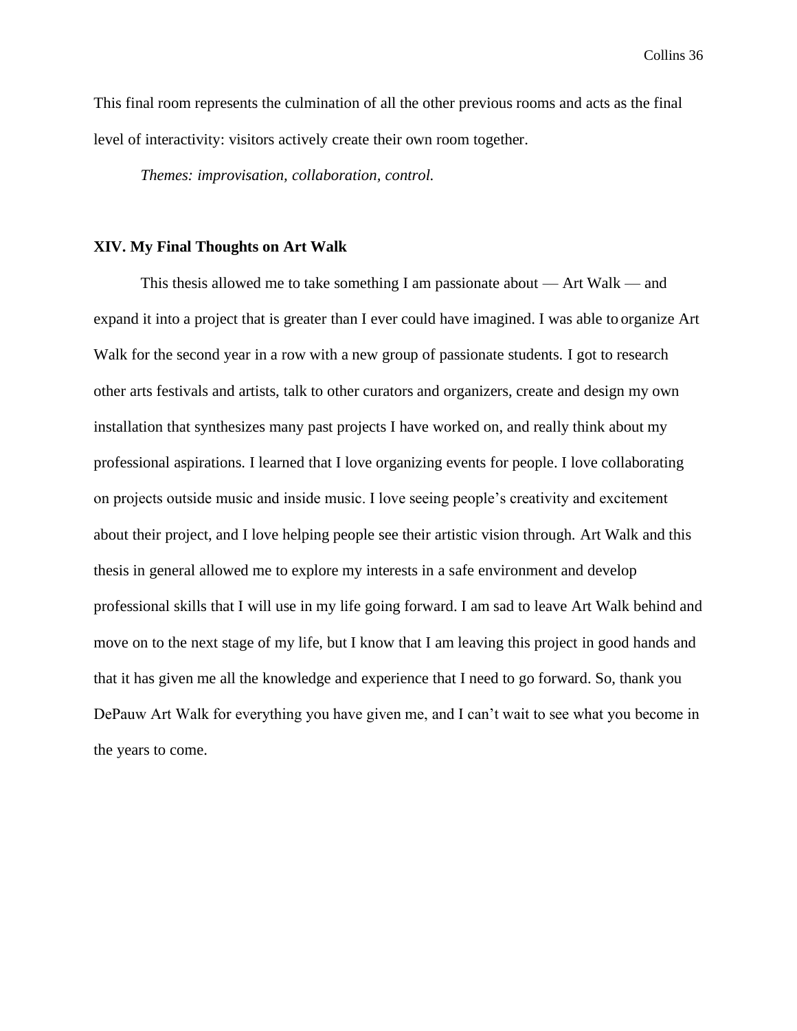This final room represents the culmination of all the other previous rooms and acts as the final level of interactivity: visitors actively create their own room together.

*Themes: improvisation, collaboration, control.*

## XIV. My Final Thoughts on Art Walk

This thesis allowed me to take something I am passionate about — Art Walk — and expand it into a project that is greater than I ever could have imagined. I was able to organize Art Walk for the second year in a row with a new group of passionate students. I got to research other arts festivals and artists, talk to other curators and organizers, create and design my own installation that synthesizes many past projects I have worked on, and really think about my professional aspirations. I learned that I love organizing events for people. I love collaborating on projects outside music and inside music. I love seeing people's creativity and excitement about their project, and I love helping people see their artistic vision through. Art Walk and this thesis in general allowed me to explore my interests in a safe environment and develop professional skills that I will use in my life going forward. I am sad to leave Art Walk behind and move on to the next stage of my life, but I know that I am leaving this project in good hands and that it has given me all the knowledge and experience that I need to go forward. So, thank you DePauw Art Walk for everything you have given me, and I can't wait to see what you become in the years to come.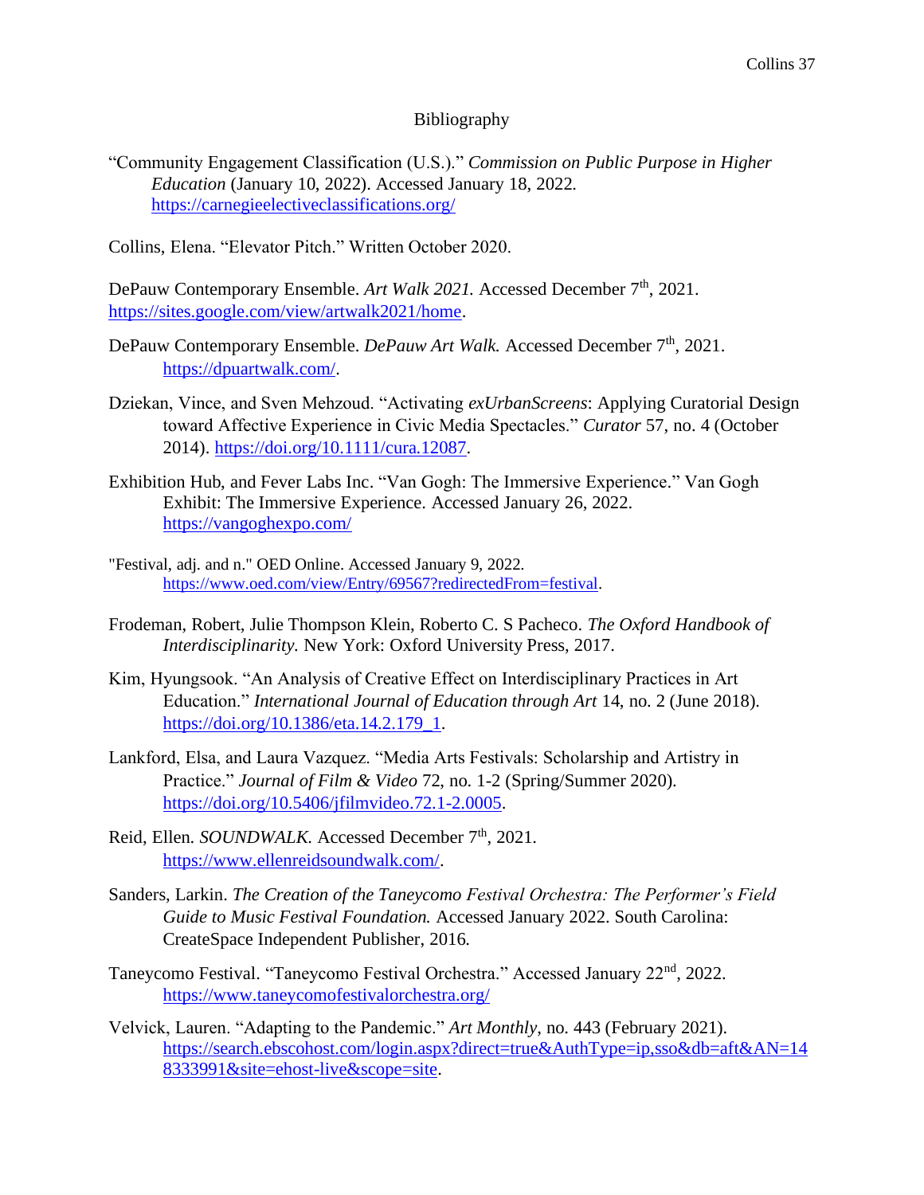# Bibliography

"Community Engagement Classification (U.S.)." *Commission on Public Purpose in Higher Education* (January 10, 2022). Accessed January 18, 2022. https://carnegieelectiveclassifications.org/

Collins, Elena. "Elevator Pitch." Written October 2020.

DePauw Contemporary Ensemble. *Art Walk 2021.* Accessed December 7th, 2021. https://sites.google.com/view/artwalk2021/home.

DePauw Contemporary Ensemble. *DePauw Art Walk.* Accessed December 7th, 2021. https://dpuartwalk.com/.

Dziekan, Vince, and Sven Mehzoud. "Activating *exUrbanScreens*: Applying Curatorial Design toward Affective Experience in Civic Media Spectacles." *Curator* 57, no. 4 (October 2014). https://doi.org/10.1111/cura.12087.

Exhibition Hub, and Fever Labs Inc. "Van Gogh: The Immersive Experience." Van Gogh Exhibit: The Immersive Experience. Accessed January 26, 2022. https://vangoghexpo.com/

"Festival, adj. and n." OED Online. Accessed January 9, 2022. https://www.oed.com/view/Entry/69567?redirectedFrom=festival.

Frodeman, Robert, Julie Thompson Klein, Roberto C. S Pacheco. *The Oxford Handbook of Interdisciplinarity.* New York: Oxford University Press, 2017.

Kim, Hyungsook. "An Analysis of Creative Effect on Interdisciplinary Practices in Art Education." *International Journal of Education through Art* 14, no. 2 (June 2018). https://doi.org/10.1386/eta.14.2.179_1.

Lankford, Elsa, and Laura Vazquez. "Media Arts Festivals: Scholarship and Artistry in Practice." *Journal of Film & Video* 72, no. 1-2 (Spring/Summer 2020). https://doi.org/10.5406/jfilmvideo.72.1-2.0005.

Reid, Ellen. *SOUNDWALK.* Accessed December 7th, 2021. https://www.ellenreidsoundwalk.com/.

Sanders, Larkin. *The Creation of the Taneycomo Festival Orchestra: The Performer's Field Guide to Music Festival Foundation.* Accessed January 2022. South Carolina: CreateSpace Independent Publisher, 2016.

Taneycomo Festival. "Taneycomo Festival Orchestra." Accessed January 22nd, 2022. https://www.taneycomofestivalorchestra.org/

Velvick, Lauren. "Adapting to the Pandemic." *Art Monthly*, no. 443 (February 2021). https://search.ebscohost.com/login.aspx?direct=true&AuthType=ip,sso&db=aft&AN=148333991&site=ehost-live&scope=site.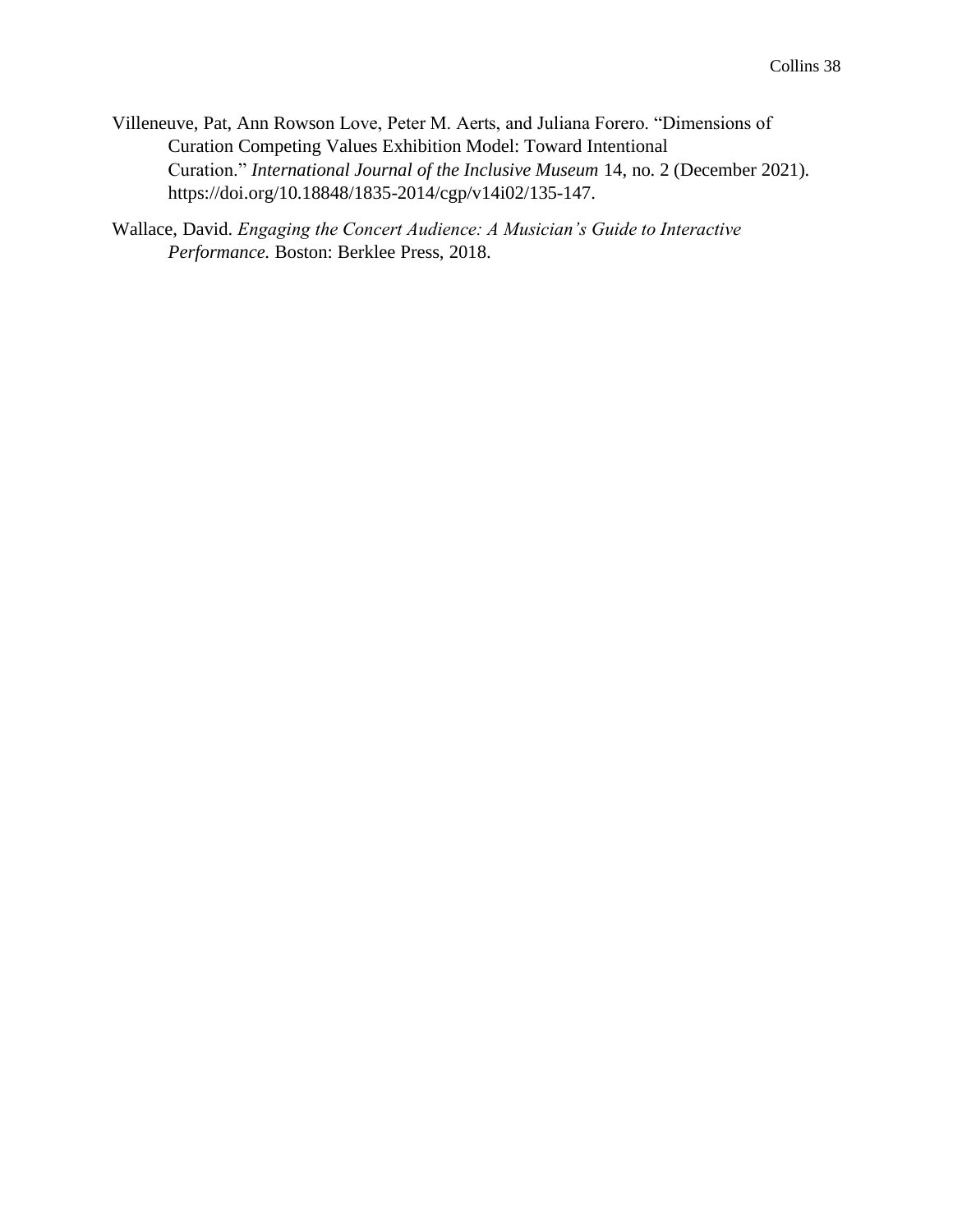Villeneuve, Pat, Ann Rowson Love, Peter M. Aerts, and Juliana Forero. "Dimensions of Curation Competing Values Exhibition Model: Toward Intentional Curation." *International Journal of the Inclusive Museum* 14, no. 2 (December 2021). https://doi.org/10.18848/1835-2014/cgp/v14i02/135-147.

Wallace, David. *Engaging the Concert Audience: A Musician's Guide to Interactive Performance.* Boston: Berklee Press, 2018.